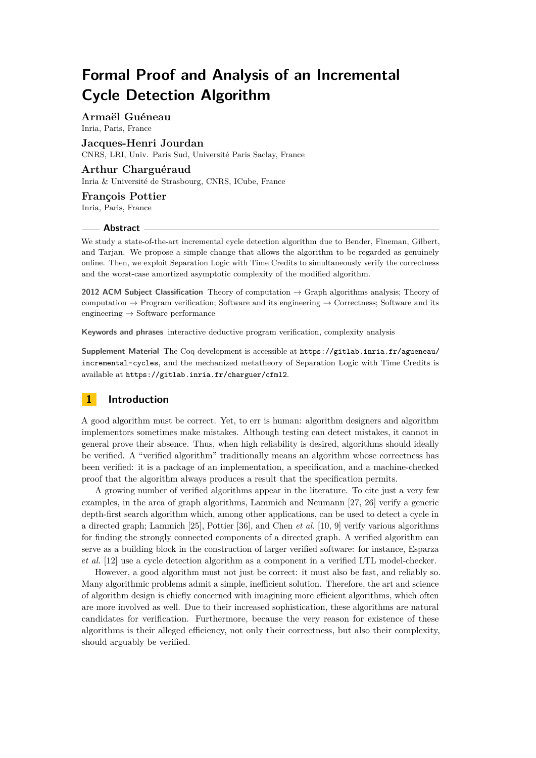# Formal Proof and Analysis of an Incremental Cycle Detection Algorithm

**Armaël Guéneau**
Inria, Paris, France

**Jacques-Henri Jourdan**
CNRS, LRI, Univ. Paris Sud, Université Paris Saclay, France

**Arthur Charguéraud**
Inria & Université de Strasbourg, CNRS, ICube, France

**François Pottier**
Inria, Paris, France

## Abstract

We study a state-of-the-art incremental cycle detection algorithm due to Bender, Fineman, Gilbert, and Tarjan. We propose a simple change that allows the algorithm to be regarded as genuinely online. Then, we exploit Separation Logic with Time Credits to simultaneously verify the correctness and the worst-case amortized asymptotic complexity of the modified algorithm.

**2012 ACM Subject Classification** Theory of computation → Graph algorithms analysis; Theory of computation → Program verification; Software and its engineering → Correctness; Software and its engineering → Software performance

**Keywords and phrases** interactive deductive program verification, complexity analysis

**Supplement Material** The Coq development is accessible at `https://gitlab.inria.fr/agueneau/incremental-cycles`, and the mechanized metatheory of Separation Logic with Time Credits is available at `https://gitlab.inria.fr/charguer/cfml2`.

## 1 Introduction

A good algorithm must be correct. Yet, to err is human: algorithm designers and algorithm implementors sometimes make mistakes. Although testing can detect mistakes, it cannot in general prove their absence. Thus, when high reliability is desired, algorithms should ideally be verified. A "verified algorithm" traditionally means an algorithm whose correctness has been verified: it is a package of an implementation, a specification, and a machine-checked proof that the algorithm always produces a result that the specification permits.

A growing number of verified algorithms appear in the literature. To cite just a very few examples, in the area of graph algorithms, Lammich and Neumann [27, 26] verify a generic depth-first search algorithm which, among other applications, can be used to detect a cycle in a directed graph; Lammich [25], Pottier [36], and Chen *et al.* [10, 9] verify various algorithms for finding the strongly connected components of a directed graph. A verified algorithm can serve as a building block in the construction of larger verified software: for instance, Esparza *et al.* [12] use a cycle detection algorithm as a component in a verified LTL model-checker.

However, a good algorithm must not just be correct: it must also be fast, and reliably so. Many algorithmic problems admit a simple, inefficient solution. Therefore, the art and science of algorithm design is chiefly concerned with imagining more efficient algorithms, which often are more involved as well. Due to their increased sophistication, these algorithms are natural candidates for verification. Furthermore, because the very reason for existence of these algorithms is their alleged efficiency, not only their correctness, but also their complexity, should arguably be verified.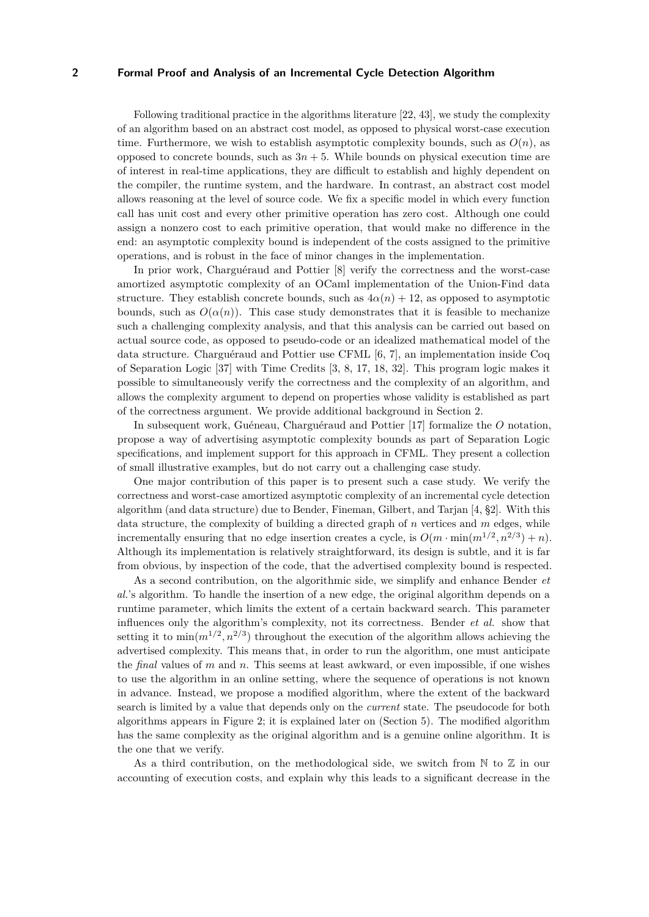Following traditional practice in the algorithms literature [22, 43], we study the complexity of an algorithm based on an abstract cost model, as opposed to physical worst-case execution time. Furthermore, we wish to establish asymptotic complexity bounds, such as $O(n)$, as opposed to concrete bounds, such as $3n + 5$. While bounds on physical execution time are of interest in real-time applications, they are difficult to establish and highly dependent on the compiler, the runtime system, and the hardware. In contrast, an abstract cost model allows reasoning at the level of source code. We fix a specific model in which every function call has unit cost and every other primitive operation has zero cost. Although one could assign a nonzero cost to each primitive operation, that would make no difference in the end: an asymptotic complexity bound is independent of the costs assigned to the primitive operations, and is robust in the face of minor changes in the implementation.

In prior work, Charguéraud and Pottier [8] verify the correctness and the worst-case amortized asymptotic complexity of an OCaml implementation of the Union-Find data structure. They establish concrete bounds, such as $4\alpha(n) + 12$, as opposed to asymptotic bounds, such as $O(\alpha(n))$. This case study demonstrates that it is feasible to mechanize such a challenging complexity analysis, and that this analysis can be carried out based on actual source code, as opposed to pseudo-code or an idealized mathematical model of the data structure. Charguéraud and Pottier use CFML [6, 7], an implementation inside Coq of Separation Logic [37] with Time Credits [3, 8, 17, 18, 32]. This program logic makes it possible to simultaneously verify the correctness and the complexity of an algorithm, and allows the complexity argument to depend on properties whose validity is established as part of the correctness argument. We provide additional background in Section 2.

In subsequent work, Guéneau, Charguéraud and Pottier [17] formalize the $O$ notation, propose a way of advertising asymptotic complexity bounds as part of Separation Logic specifications, and implement support for this approach in CFML. They present a collection of small illustrative examples, but do not carry out a challenging case study.

One major contribution of this paper is to present such a case study. We verify the correctness and worst-case amortized asymptotic complexity of an incremental cycle detection algorithm (and data structure) due to Bender, Fineman, Gilbert, and Tarjan [4, §2]. With this data structure, the complexity of building a directed graph of $n$ vertices and $m$ edges, while incrementally ensuring that no edge insertion creates a cycle, is $O(m \cdot \min(m^{1/2}, n^{2/3}) + n)$. Although its implementation is relatively straightforward, its design is subtle, and it is far from obvious, by inspection of the code, that the advertised complexity bound is respected.

As a second contribution, on the algorithmic side, we simplify and enhance Bender *et al.*'s algorithm. To handle the insertion of a new edge, the original algorithm depends on a runtime parameter, which limits the extent of a certain backward search. This parameter influences only the algorithm's complexity, not its correctness. Bender *et al.* show that setting it to $\min(m^{1/2}, n^{2/3})$ throughout the execution of the algorithm allows achieving the advertised complexity. This means that, in order to run the algorithm, one must anticipate the *final* values of $m$ and $n$. This seems at least awkward, or even impossible, if one wishes to use the algorithm in an online setting, where the sequence of operations is not known in advance. Instead, we propose a modified algorithm, where the extent of the backward search is limited by a value that depends only on the *current* state. The pseudocode for both algorithms appears in Figure 2; it is explained later on (Section 5). The modified algorithm has the same complexity as the original algorithm and is a genuine online algorithm. It is the one that we verify.

As a third contribution, on the methodological side, we switch from $\mathbb{N}$ to $\mathbb{Z}$ in our accounting of execution costs, and explain why this leads to a significant decrease in the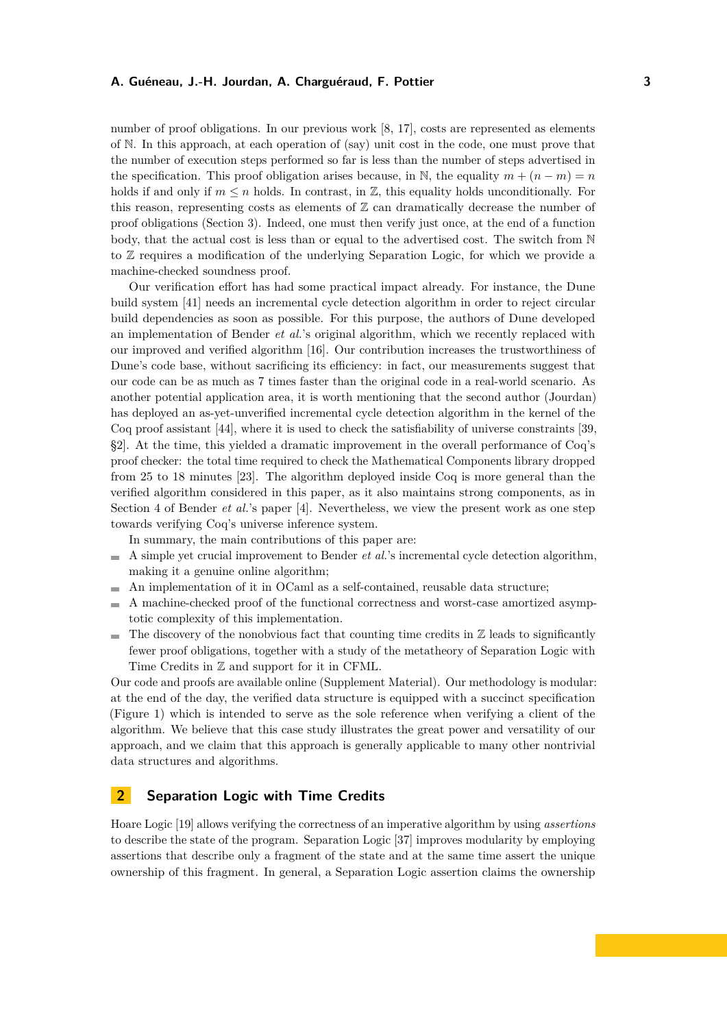number of proof obligations. In our previous work [8, 17], costs are represented as elements of $\mathbb{N}$. In this approach, at each operation of (say) unit cost in the code, one must prove that the number of execution steps performed so far is less than the number of steps advertised in the specification. This proof obligation arises because, in $\mathbb{N}$, the equality $m + (n - m) = n$ holds if and only if $m \leq n$ holds. In contrast, in $\mathbb{Z}$, this equality holds unconditionally. For this reason, representing costs as elements of $\mathbb{Z}$ can dramatically decrease the number of proof obligations (Section 3). Indeed, one must then verify just once, at the end of a function body, that the actual cost is less than or equal to the advertised cost. The switch from $\mathbb{N}$ to $\mathbb{Z}$ requires a modification of the underlying Separation Logic, for which we provide a machine-checked soundness proof.

Our verification effort has had some practical impact already. For instance, the Dune build system [41] needs an incremental cycle detection algorithm in order to reject circular build dependencies as soon as possible. For this purpose, the authors of Dune developed an implementation of Bender *et al.*'s original algorithm, which we recently replaced with our improved and verified algorithm [16]. Our contribution increases the trustworthiness of Dune's code base, without sacrificing its efficiency: in fact, our measurements suggest that our code can be as much as 7 times faster than the original code in a real-world scenario. As another potential application area, it is worth mentioning that the second author (Jourdan) has deployed an as-yet-unverified incremental cycle detection algorithm in the kernel of the Coq proof assistant [44], where it is used to check the satisfiability of universe constraints [39, §2]. At the time, this yielded a dramatic improvement in the overall performance of Coq's proof checker: the total time required to check the Mathematical Components library dropped from 25 to 18 minutes [23]. The algorithm deployed inside Coq is more general than the verified algorithm considered in this paper, as it also maintains strong components, as in Section 4 of Bender *et al.*'s paper [4]. Nevertheless, we view the present work as one step towards verifying Coq's universe inference system.

In summary, the main contributions of this paper are:

- A simple yet crucial improvement to Bender *et al.*'s incremental cycle detection algorithm, making it a genuine online algorithm;
- An implementation of it in OCaml as a self-contained, reusable data structure;
- A machine-checked proof of the functional correctness and worst-case amortized asymptotic complexity of this implementation.
- The discovery of the nonobvious fact that counting time credits in $\mathbb{Z}$ leads to significantly fewer proof obligations, together with a study of the metatheory of Separation Logic with Time Credits in $\mathbb{Z}$ and support for it in CFML.

Our code and proofs are available online (Supplement Material). Our methodology is modular: at the end of the day, the verified data structure is equipped with a succinct specification (Figure 1) which is intended to serve as the sole reference when verifying a client of the algorithm. We believe that this case study illustrates the great power and versatility of our approach, and we claim that this approach is generally applicable to many other nontrivial data structures and algorithms.

## 2 Separation Logic with Time Credits

Hoare Logic [19] allows verifying the correctness of an imperative algorithm by using *assertions* to describe the state of the program. Separation Logic [37] improves modularity by employing assertions that describe only a fragment of the state and at the same time assert the unique ownership of this fragment. In general, a Separation Logic assertion claims the ownership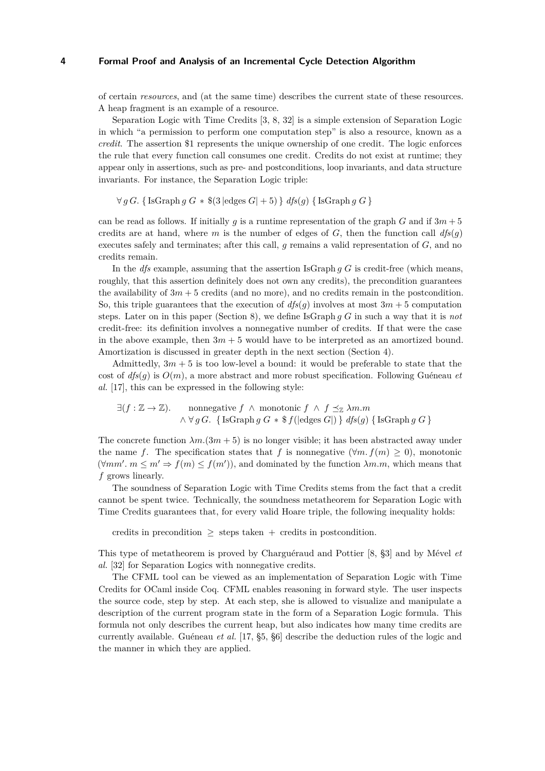of certain *resources*, and (at the same time) describes the current state of these resources. A heap fragment is an example of a resource.

Separation Logic with Time Credits [3, 8, 32] is a simple extension of Separation Logic in which "a permission to perform one computation step" is also a resource, known as a *credit*. The assertion \$1 represents the unique ownership of one credit. The logic enforces the rule that every function call consumes one credit. Credits do not exist at runtime; they appear only in assertions, such as pre- and postconditions, loop invariants, and data structure invariants. For instance, the Separation Logic triple:

$$\forall\, g\, G.\ \{\, \mathrm{IsGraph}\, g\, G \,*\, \$(3\,|\mathrm{edges}\, G| + 5)\,\}\ \mathit{dfs}(g)\ \{\, \mathrm{IsGraph}\, g\, G\,\}$$

can be read as follows. If initially $g$ is a runtime representation of the graph $G$ and if $3m+5$ credits are at hand, where $m$ is the number of edges of $G$, then the function call $\mathit{dfs}(g)$ executes safely and terminates; after this call, $g$ remains a valid representation of $G$, and no credits remain.

In the *dfs* example, assuming that the assertion $\mathrm{IsGraph}\, g\, G$ is credit-free (which means, roughly, that this assertion definitely does not own any credits), the precondition guarantees the availability of $3m+5$ credits (and no more), and no credits remain in the postcondition. So, this triple guarantees that the execution of $\mathit{dfs}(g)$ involves at most $3m+5$ computation steps. Later on in this paper (Section 8), we define $\mathrm{IsGraph}\, g\, G$ in such a way that it is *not* credit-free: its definition involves a nonnegative number of credits. If that were the case in the above example, then $3m+5$ would have to be interpreted as an amortized bound. Amortization is discussed in greater depth in the next section (Section 4).

Admittedly, $3m+5$ is too low-level a bound: it would be preferable to state that the cost of $\mathit{dfs}(g)$ is $O(m)$, a more abstract and more robust specification. Following Guéneau *et al.* [17], this can be expressed in the following style:

$$\begin{array}{ll} \exists (f : \mathbb{Z} \to \mathbb{Z}). & \text{nonnegative } f \ \wedge\ \text{monotonic } f \ \wedge\ f \preceq_{\mathbb{Z}} \lambda m.m \\ & \wedge\ \forall\, g\, G.\ \{\, \mathrm{IsGraph}\, g\, G \,*\, \$\, f(|\mathrm{edges}\, G|)\,\}\ \mathit{dfs}(g)\ \{\, \mathrm{IsGraph}\, g\, G\,\} \end{array}$$

The concrete function $\lambda m.(3m+5)$ is no longer visible; it has been abstracted away under the name $f$. The specification states that $f$ is nonnegative ($\forall m.\, f(m) \geq 0$), monotonic ($\forall m m'.\, m \leq m' \Rightarrow f(m) \leq f(m')$), and dominated by the function $\lambda m.m$, which means that $f$ grows linearly.

The soundness of Separation Logic with Time Credits stems from the fact that a credit cannot be spent twice. Technically, the soundness metatheorem for Separation Logic with Time Credits guarantees that, for every valid Hoare triple, the following inequality holds:

credits in precondition $\geq$ steps taken $+$ credits in postcondition.

This type of metatheorem is proved by Charguéraud and Pottier [8, §3] and by Mével *et al.* [32] for Separation Logics with nonnegative credits.

The CFML tool can be viewed as an implementation of Separation Logic with Time Credits for OCaml inside Coq. CFML enables reasoning in forward style. The user inspects the source code, step by step. At each step, she is allowed to visualize and manipulate a description of the current program state in the form of a Separation Logic formula. This formula not only describes the current heap, but also indicates how many time credits are currently available. Guéneau *et al.* [17, §5, §6] describe the deduction rules of the logic and the manner in which they are applied.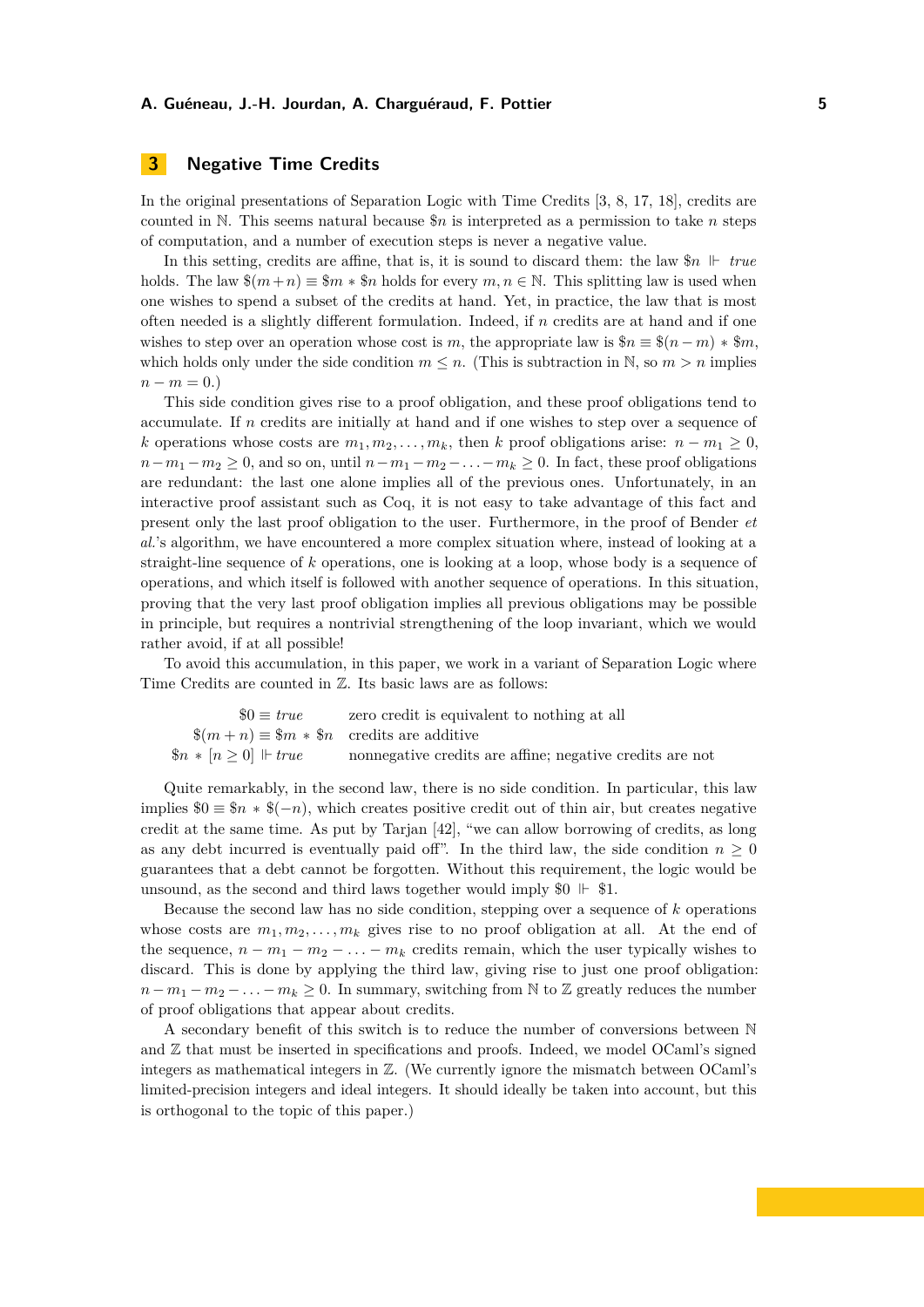## 3 Negative Time Credits

In the original presentations of Separation Logic with Time Credits [3, 8, 17, 18], credits are counted in $\mathbb{N}$. This seems natural because $\$n$ is interpreted as a permission to take $n$ steps of computation, and a number of execution steps is never a negative value.

In this setting, credits are affine, that is, it is sound to discard them: the law $\$n \Vdash \mathit{true}$ holds. The law $\$(m+n) \equiv \$m \ast \$n$ holds for every $m, n \in \mathbb{N}$. This splitting law is used when one wishes to spend a subset of the credits at hand. Yet, in practice, the law that is most often needed is a slightly different formulation. Indeed, if $n$ credits are at hand and if one wishes to step over an operation whose cost is $m$, the appropriate law is $\$n \equiv \$(n-m) \ast \$m$, which holds only under the side condition $m \leq n$. (This is subtraction in $\mathbb{N}$, so $m > n$ implies $n - m = 0$.)

This side condition gives rise to a proof obligation, and these proof obligations tend to accumulate. If $n$ credits are initially at hand and if one wishes to step over a sequence of $k$ operations whose costs are $m_1, m_2, \ldots, m_k$, then $k$ proof obligations arise: $n - m_1 \geq 0$, $n - m_1 - m_2 \geq 0$, and so on, until $n - m_1 - m_2 - \ldots - m_k \geq 0$. In fact, these proof obligations are redundant: the last one alone implies all of the previous ones. Unfortunately, in an interactive proof assistant such as Coq, it is not easy to take advantage of this fact and present only the last proof obligation to the user. Furthermore, in the proof of Bender *et al.*'s algorithm, we have encountered a more complex situation where, instead of looking at a straight-line sequence of $k$ operations, one is looking at a loop, whose body is a sequence of operations, and which itself is followed with another sequence of operations. In this situation, proving that the very last proof obligation implies all previous obligations may be possible in principle, but requires a nontrivial strengthening of the loop invariant, which we would rather avoid, if at all possible!

To avoid this accumulation, in this paper, we work in a variant of Separation Logic where Time Credits are counted in $\mathbb{Z}$. Its basic laws are as follows:

| | |
|---|---|
| $\$0 \equiv \mathit{true}$ | zero credit is equivalent to nothing at all |
| $\$(m+n) \equiv \$m \ast \$n$ | credits are additive |
| $\$n \ast [n \geq 0] \Vdash \mathit{true}$ | nonnegative credits are affine; negative credits are not |

Quite remarkably, in the second law, there is no side condition. In particular, this law implies $\$0 \equiv \$n \ast \$(-n)$, which creates positive credit out of thin air, but creates negative credit at the same time. As put by Tarjan [42], "we can allow borrowing of credits, as long as any debt incurred is eventually paid off". In the third law, the side condition $n \geq 0$ guarantees that a debt cannot be forgotten. Without this requirement, the logic would be unsound, as the second and third laws together would imply $\$0 \Vdash \$1$.

Because the second law has no side condition, stepping over a sequence of $k$ operations whose costs are $m_1, m_2, \ldots, m_k$ gives rise to no proof obligation at all. At the end of the sequence, $n - m_1 - m_2 - \ldots - m_k$ credits remain, which the user typically wishes to discard. This is done by applying the third law, giving rise to just one proof obligation: $n - m_1 - m_2 - \ldots - m_k \geq 0$. In summary, switching from $\mathbb{N}$ to $\mathbb{Z}$ greatly reduces the number of proof obligations that appear about credits.

A secondary benefit of this switch is to reduce the number of conversions between $\mathbb{N}$ and $\mathbb{Z}$ that must be inserted in specifications and proofs. Indeed, we model OCaml's signed integers as mathematical integers in $\mathbb{Z}$. (We currently ignore the mismatch between OCaml's limited-precision integers and ideal integers. It should ideally be taken into account, but this is orthogonal to the topic of this paper.)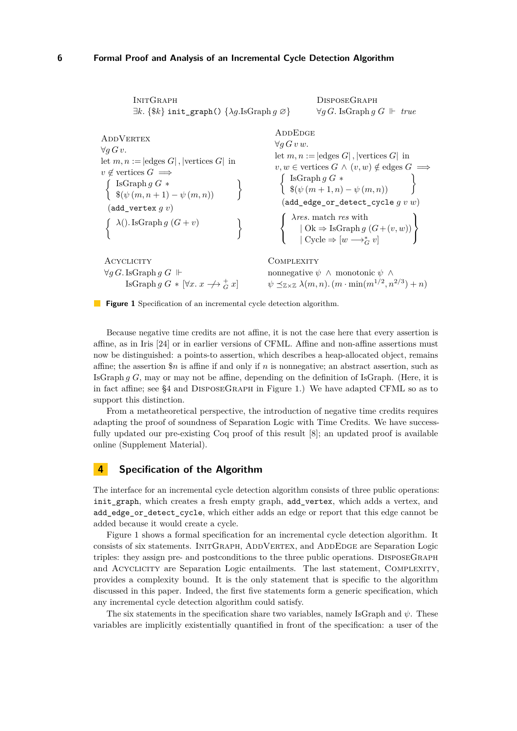InitGraph

$$\exists k.\ \{\$k\}\ \texttt{init\_graph()}\ \{\lambda g. \mathrm{IsGraph}\ g\ \varnothing\}$$

DisposeGraph

$$\forall g\, G.\ \mathrm{IsGraph}\ g\ G \Vdash \mathit{true}$$

AddVertex

$$\forall g\, G\, v.$$
$$\text{let } m, n := |\mathrm{edges}\ G|, |\mathrm{vertices}\ G| \text{ in}$$
$$v \notin \mathrm{vertices}\ G \implies$$
$$\left\{ \begin{array}{l} \mathrm{IsGraph}\ g\ G\ * \\ \$(\psi\,(m, n+1) - \psi\,(m,n)) \end{array} \right\}$$
$$(\texttt{add\_vertex}\ g\ v)$$
$$\left\{ \lambda().\, \mathrm{IsGraph}\ g\ (G + v) \right\}$$

AddEdge

$$\forall g\, G\, v\, w.$$
$$\text{let } m, n := |\mathrm{edges}\ G|, |\mathrm{vertices}\ G| \text{ in}$$
$$v, w \in \mathrm{vertices}\ G \wedge (v, w) \notin \mathrm{edges}\ G \implies$$
$$\left\{ \begin{array}{l} \mathrm{IsGraph}\ g\ G\ * \\ \$(\psi\,(m+1, n) - \psi\,(m,n)) \end{array} \right\}$$
$$(\texttt{add\_edge\_or\_detect\_cycle}\ g\ v\ w)$$
$$\left\{ \begin{array}{l} \lambda \mathit{res}.\ \text{match } \mathit{res} \text{ with} \\ \quad \mid \mathrm{Ok} \Rightarrow \mathrm{IsGraph}\ g\ (G + (v,w)) \\ \quad \mid \mathrm{Cycle} \Rightarrow [w \longrightarrow_G^* v] \end{array} \right\}$$

Acyclicity

$$\forall g\, G.\ \mathrm{IsGraph}\ g\ G \Vdash$$
$$\mathrm{IsGraph}\ g\ G * [\forall x.\ x \not\longrightarrow_G^+ x]$$

Complexity

$$\text{nonnegative } \psi \ \wedge\ \text{monotonic } \psi \ \wedge$$
$$\psi \preceq_{\mathbb{Z}\times\mathbb{Z}} \lambda(m,n).\,(m \cdot \min(m^{1/2}, n^{2/3}) + n)$$

**Figure 1** Specification of an incremental cycle detection algorithm.

Because negative time credits are not affine, it is not the case here that every assertion is affine, as in Iris [24] or in earlier versions of CFML. Affine and non-affine assertions must now be distinguished: a points-to assertion, which describes a heap-allocated object, remains affine; the assertion $\$n$ is affine if and only if $n$ is nonnegative; an abstract assertion, such as IsGraph $g$ $G$, may or may not be affine, depending on the definition of IsGraph. (Here, it is in fact affine; see §4 and DisposeGraph in Figure 1.) We have adapted CFML so as to support this distinction.

From a metatheoretical perspective, the introduction of negative time credits requires adapting the proof of soundness of Separation Logic with Time Credits. We have successfully updated our pre-existing Coq proof of this result [8]; an updated proof is available online (Supplement Material).

## 4 Specification of the Algorithm

The interface for an incremental cycle detection algorithm consists of three public operations: `init_graph`, which creates a fresh empty graph, `add_vertex`, which adds a vertex, and `add_edge_or_detect_cycle`, which either adds an edge or report that this edge cannot be added because it would create a cycle.

Figure 1 shows a formal specification for an incremental cycle detection algorithm. It consists of six statements. InitGraph, AddVertex, and AddEdge are Separation Logic triples: they assign pre- and postconditions to the three public operations. DisposeGraph and Acyclicity are Separation Logic entailments. The last statement, Complexity, provides a complexity bound. It is the only statement that is specific to the algorithm discussed in this paper. Indeed, the first five statements form a generic specification, which any incremental cycle detection algorithm could satisfy.

The six statements in the specification share two variables, namely IsGraph and $\psi$. These variables are implicitly existentially quantified in front of the specification: a user of the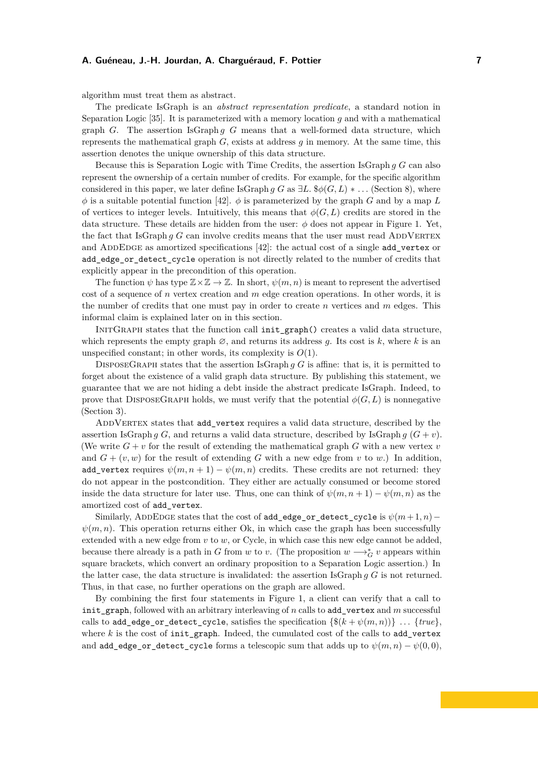algorithm must treat them as abstract.

The predicate IsGraph is an *abstract representation predicate*, a standard notion in Separation Logic [35]. It is parameterized with a memory location $g$ and with a mathematical graph $G$. The assertion IsGraph $g$ $G$ means that a well-formed data structure, which represents the mathematical graph $G$, exists at address $g$ in memory. At the same time, this assertion denotes the unique ownership of this data structure.

Because this is Separation Logic with Time Credits, the assertion IsGraph $g$ $G$ can also represent the ownership of a certain number of credits. For example, for the specific algorithm considered in this paper, we later define IsGraph $g$ $G$ as $\exists L.\ \$\phi(G, L) * \ldots$ (Section 8), where $\phi$ is a suitable potential function [42]. $\phi$ is parameterized by the graph $G$ and by a map $L$ of vertices to integer levels. Intuitively, this means that $\phi(G, L)$ credits are stored in the data structure. These details are hidden from the user: $\phi$ does not appear in Figure 1. Yet, the fact that IsGraph $g$ $G$ can involve credits means that the user must read AddVertex and AddEdge as amortized specifications [42]: the actual cost of a single `add_vertex` or `add_edge_or_detect_cycle` operation is not directly related to the number of credits that explicitly appear in the precondition of this operation.

The function $\psi$ has type $\mathbb{Z} \times \mathbb{Z} \to \mathbb{Z}$. In short, $\psi(m, n)$ is meant to represent the advertised cost of a sequence of $n$ vertex creation and $m$ edge creation operations. In other words, it is the number of credits that one must pay in order to create $n$ vertices and $m$ edges. This informal claim is explained later on in this section.

InitGraph states that the function call `init_graph()` creates a valid data structure, which represents the empty graph $\varnothing$, and returns its address $g$. Its cost is $k$, where $k$ is an unspecified constant; in other words, its complexity is $O(1)$.

DisposeGraph states that the assertion IsGraph $g$ $G$ is affine: that is, it is permitted to forget about the existence of a valid graph data structure. By publishing this statement, we guarantee that we are not hiding a debt inside the abstract predicate IsGraph. Indeed, to prove that DisposeGraph holds, we must verify that the potential $\phi(G, L)$ is nonnegative (Section 3).

AddVertex states that `add_vertex` requires a valid data structure, described by the assertion IsGraph $g$ $G$, and returns a valid data structure, described by IsGraph $g$ $(G + v)$. (We write $G + v$ for the result of extending the mathematical graph $G$ with a new vertex $v$ and $G + (v, w)$ for the result of extending $G$ with a new edge from $v$ to $w$.) In addition, `add_vertex` requires $\psi(m, n + 1) - \psi(m, n)$ credits. These credits are not returned: they do not appear in the postcondition. They either are actually consumed or become stored inside the data structure for later use. Thus, one can think of $\psi(m, n + 1) - \psi(m, n)$ as the amortized cost of `add_vertex`.

Similarly, AddEdge states that the cost of `add_edge_or_detect_cycle` is $\psi(m+1, n) - \psi(m, n)$. This operation returns either Ok, in which case the graph has been successfully extended with a new edge from $v$ to $w$, or Cycle, in which case this new edge cannot be added, because there already is a path in $G$ from $w$ to $v$. (The proposition $w \longrightarrow_G^* v$ appears within square brackets, which convert an ordinary proposition to a Separation Logic assertion.) In the latter case, the data structure is invalidated: the assertion IsGraph $g$ $G$ is not returned. Thus, in that case, no further operations on the graph are allowed.

By combining the first four statements in Figure 1, a client can verify that a call to `init_graph`, followed with an arbitrary interleaving of $n$ calls to `add_vertex` and $m$ successful calls to `add_edge_or_detect_cycle`, satisfies the specification $\{\$(k + \psi(m, n))\}\ \ldots\ \{true\}$, where $k$ is the cost of `init_graph`. Indeed, the cumulated cost of the calls to `add_vertex` and `add_edge_or_detect_cycle` forms a telescopic sum that adds up to $\psi(m, n) - \psi(0, 0)$,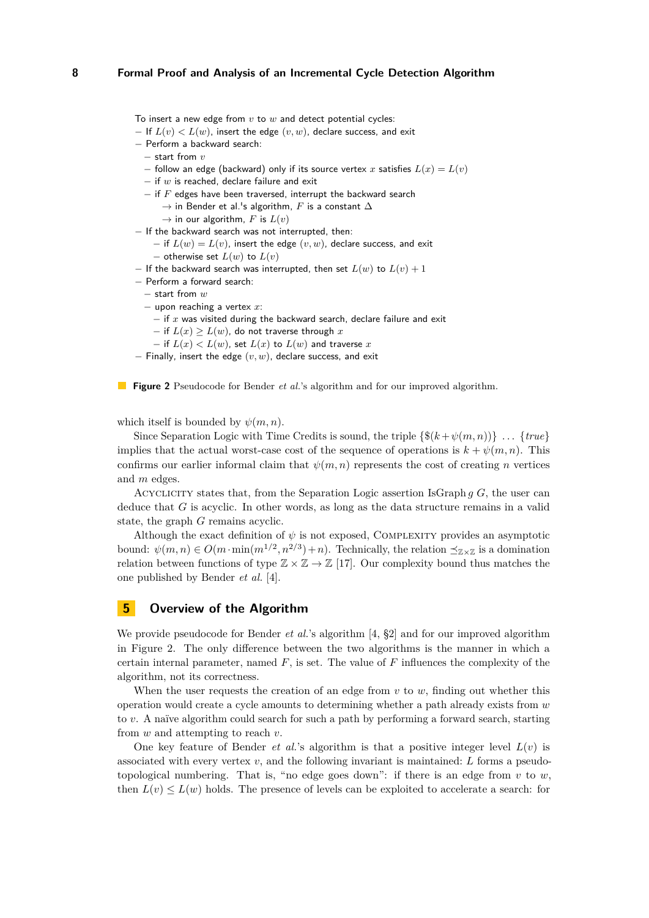To insert a new edge from $v$ to $w$ and detect potential cycles:

- If $L(v) < L(w)$, insert the edge $(v, w)$, declare success, and exit
- Perform a backward search:
  - start from $v$
  - follow an edge (backward) only if its source vertex $x$ satisfies $L(x) = L(v)$
  - if $w$ is reached, declare failure and exit
  - if $F$ edges have been traversed, interrupt the backward search
    - $\rightarrow$ in Bender et al.'s algorithm, $F$ is a constant $\Delta$
    - $\rightarrow$ in our algorithm, $F$ is $L(v)$
- If the backward search was not interrupted, then:
  - if $L(w) = L(v)$, insert the edge $(v, w)$, declare success, and exit
  - otherwise set $L(w)$ to $L(v)$
- If the backward search was interrupted, then set $L(w)$ to $L(v) + 1$
- Perform a forward search:
  - start from $w$
  - upon reaching a vertex $x$:
    - if $x$ was visited during the backward search, declare failure and exit
    - if $L(x) \geq L(w)$, do not traverse through $x$
    - if $L(x) < L(w)$, set $L(x)$ to $L(w)$ and traverse $x$
- Finally, insert the edge $(v, w)$, declare success, and exit

**Figure 2** Pseudocode for Bender *et al.*'s algorithm and for our improved algorithm.

which itself is bounded by $\psi(m, n)$.

Since Separation Logic with Time Credits is sound, the triple $\{\$(k + \psi(m, n))\} \ \ldots \ \{true\}$ implies that the actual worst-case cost of the sequence of operations is $k + \psi(m, n)$. This confirms our earlier informal claim that $\psi(m, n)$ represents the cost of creating $n$ vertices and $m$ edges.

Acyclicity states that, from the Separation Logic assertion IsGraph $g$ $G$, the user can deduce that $G$ is acyclic. In other words, as long as the data structure remains in a valid state, the graph $G$ remains acyclic.

Although the exact definition of $\psi$ is not exposed, Complexity provides an asymptotic bound: $\psi(m, n) \in O(m \cdot \min(m^{1/2}, n^{2/3}) + n)$. Technically, the relation $\preceq_{\mathbb{Z}\times\mathbb{Z}}$ is a domination relation between functions of type $\mathbb{Z} \times \mathbb{Z} \rightarrow \mathbb{Z}$ [17]. Our complexity bound thus matches the one published by Bender *et al.* [4].

## 5 Overview of the Algorithm

We provide pseudocode for Bender *et al.*'s algorithm [4, §2] and for our improved algorithm in Figure 2. The only difference between the two algorithms is the manner in which a certain internal parameter, named $F$, is set. The value of $F$ influences the complexity of the algorithm, not its correctness.

When the user requests the creation of an edge from $v$ to $w$, finding out whether this operation would create a cycle amounts to determining whether a path already exists from $w$ to $v$. A naïve algorithm could search for such a path by performing a forward search, starting from $w$ and attempting to reach $v$.

One key feature of Bender *et al.*'s algorithm is that a positive integer level $L(v)$ is associated with every vertex $v$, and the following invariant is maintained: $L$ forms a pseudo-topological numbering. That is, "no edge goes down": if there is an edge from $v$ to $w$, then $L(v) \leq L(w)$ holds. The presence of levels can be exploited to accelerate a search: for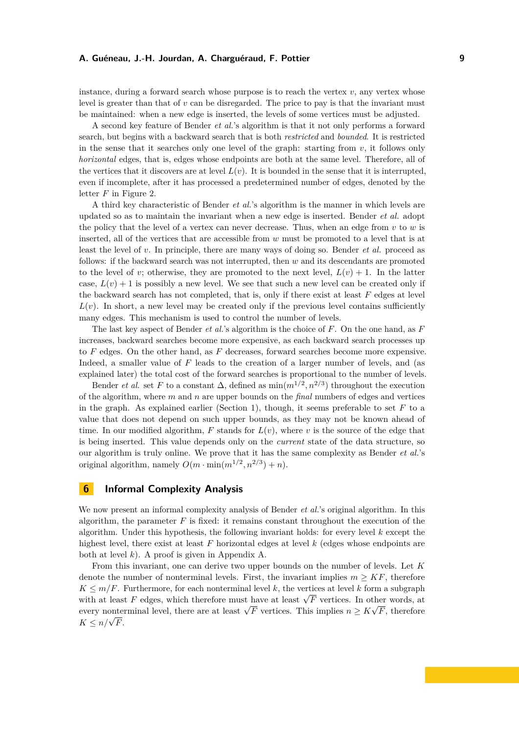instance, during a forward search whose purpose is to reach the vertex $v$, any vertex whose level is greater than that of $v$ can be disregarded. The price to pay is that the invariant must be maintained: when a new edge is inserted, the levels of some vertices must be adjusted.

A second key feature of Bender *et al.*'s algorithm is that it not only performs a forward search, but begins with a backward search that is both *restricted* and *bounded*. It is restricted in the sense that it searches only one level of the graph: starting from $v$, it follows only *horizontal* edges, that is, edges whose endpoints are both at the same level. Therefore, all of the vertices that it discovers are at level $L(v)$. It is bounded in the sense that it is interrupted, even if incomplete, after it has processed a predetermined number of edges, denoted by the letter $F$ in Figure 2.

A third key characteristic of Bender *et al.*'s algorithm is the manner in which levels are updated so as to maintain the invariant when a new edge is inserted. Bender *et al.* adopt the policy that the level of a vertex can never decrease. Thus, when an edge from $v$ to $w$ is inserted, all of the vertices that are accessible from $w$ must be promoted to a level that is at least the level of $v$. In principle, there are many ways of doing so. Bender *et al.* proceed as follows: if the backward search was not interrupted, then $w$ and its descendants are promoted to the level of $v$; otherwise, they are promoted to the next level, $L(v)+1$. In the latter case, $L(v)+1$ is possibly a new level. We see that such a new level can be created only if the backward search has not completed, that is, only if there exist at least $F$ edges at level $L(v)$. In short, a new level may be created only if the previous level contains sufficiently many edges. This mechanism is used to control the number of levels.

The last key aspect of Bender *et al.*'s algorithm is the choice of $F$. On the one hand, as $F$ increases, backward searches become more expensive, as each backward search processes up to $F$ edges. On the other hand, as $F$ decreases, forward searches become more expensive. Indeed, a smaller value of $F$ leads to the creation of a larger number of levels, and (as explained later) the total cost of the forward searches is proportional to the number of levels.

Bender *et al.* set $F$ to a constant $\Delta$, defined as $\min(m^{1/2}, n^{2/3})$ throughout the execution of the algorithm, where $m$ and $n$ are upper bounds on the *final* numbers of edges and vertices in the graph. As explained earlier (Section 1), though, it seems preferable to set $F$ to a value that does not depend on such upper bounds, as they may not be known ahead of time. In our modified algorithm, $F$ stands for $L(v)$, where $v$ is the source of the edge that is being inserted. This value depends only on the *current* state of the data structure, so our algorithm is truly online. We prove that it has the same complexity as Bender *et al.*'s original algorithm, namely $O(m \cdot \min(m^{1/2}, n^{2/3}) + n)$.

## 6 Informal Complexity Analysis

We now present an informal complexity analysis of Bender *et al.*'s original algorithm. In this algorithm, the parameter $F$ is fixed: it remains constant throughout the execution of the algorithm. Under this hypothesis, the following invariant holds: for every level $k$ except the highest level, there exist at least $F$ horizontal edges at level $k$ (edges whose endpoints are both at level $k$). A proof is given in Appendix A.

From this invariant, one can derive two upper bounds on the number of levels. Let $K$ denote the number of nonterminal levels. First, the invariant implies $m \geq KF$, therefore $K \leq m/F$. Furthermore, for each nonterminal level $k$, the vertices at level $k$ form a subgraph with at least $F$ edges, which therefore must have at least $\sqrt{F}$ vertices. In other words, at every nonterminal level, there are at least $\sqrt{F}$ vertices. This implies $n \geq K\sqrt{F}$, therefore $K \leq n/\sqrt{F}$.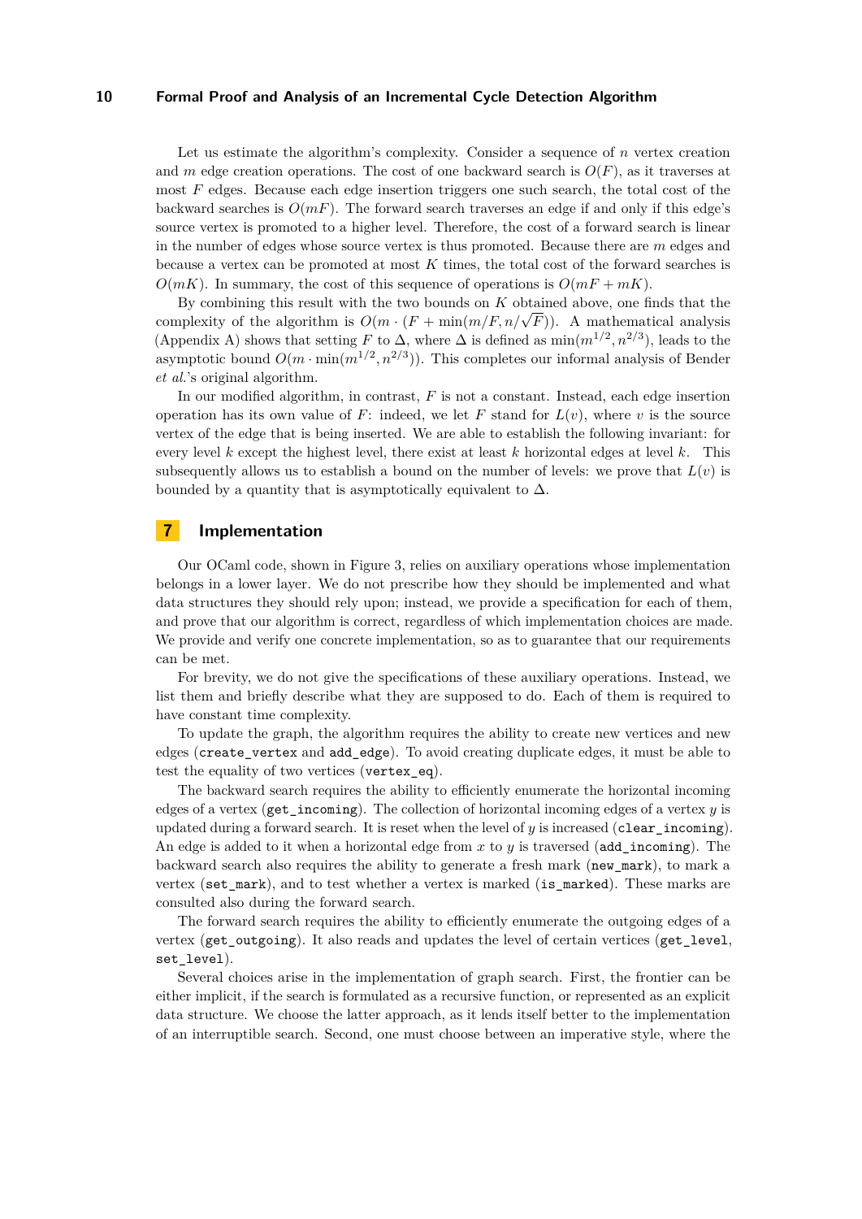Let us estimate the algorithm's complexity. Consider a sequence of $n$ vertex creation and $m$ edge creation operations. The cost of one backward search is $O(F)$, as it traverses at most $F$ edges. Because each edge insertion triggers one such search, the total cost of the backward searches is $O(mF)$. The forward search traverses an edge if and only if this edge's source vertex is promoted to a higher level. Therefore, the cost of a forward search is linear in the number of edges whose source vertex is thus promoted. Because there are $m$ edges and because a vertex can be promoted at most $K$ times, the total cost of the forward searches is $O(mK)$. In summary, the cost of this sequence of operations is $O(mF + mK)$.

By combining this result with the two bounds on $K$ obtained above, one finds that the complexity of the algorithm is $O(m \cdot (F + \min(m/F, n/\sqrt{F}))$. A mathematical analysis (Appendix A) shows that setting $F$ to $\Delta$, where $\Delta$ is defined as $\min(m^{1/2}, n^{2/3})$, leads to the asymptotic bound $O(m \cdot \min(m^{1/2}, n^{2/3}))$. This completes our informal analysis of Bender *et al.*'s original algorithm.

In our modified algorithm, in contrast, $F$ is not a constant. Instead, each edge insertion operation has its own value of $F$: indeed, we let $F$ stand for $L(v)$, where $v$ is the source vertex of the edge that is being inserted. We are able to establish the following invariant: for every level $k$ except the highest level, there exist at least $k$ horizontal edges at level $k$. This subsequently allows us to establish a bound on the number of levels: we prove that $L(v)$ is bounded by a quantity that is asymptotically equivalent to $\Delta$.

## 7 Implementation

Our OCaml code, shown in Figure 3, relies on auxiliary operations whose implementation belongs in a lower layer. We do not prescribe how they should be implemented and what data structures they should rely upon; instead, we provide a specification for each of them, and prove that our algorithm is correct, regardless of which implementation choices are made. We provide and verify one concrete implementation, so as to guarantee that our requirements can be met.

For brevity, we do not give the specifications of these auxiliary operations. Instead, we list them and briefly describe what they are supposed to do. Each of them is required to have constant time complexity.

To update the graph, the algorithm requires the ability to create new vertices and new edges (`create_vertex` and `add_edge`). To avoid creating duplicate edges, it must be able to test the equality of two vertices (`vertex_eq`).

The backward search requires the ability to efficiently enumerate the horizontal incoming edges of a vertex (`get_incoming`). The collection of horizontal incoming edges of a vertex $y$ is updated during a forward search. It is reset when the level of $y$ is increased (`clear_incoming`). An edge is added to it when a horizontal edge from $x$ to $y$ is traversed (`add_incoming`). The backward search also requires the ability to generate a fresh mark (`new_mark`), to mark a vertex (`set_mark`), and to test whether a vertex is marked (`is_marked`). These marks are consulted also during the forward search.

The forward search requires the ability to efficiently enumerate the outgoing edges of a vertex (`get_outgoing`). It also reads and updates the level of certain vertices (`get_level`, `set_level`).

Several choices arise in the implementation of graph search. First, the frontier can be either implicit, if the search is formulated as a recursive function, or represented as an explicit data structure. We choose the latter approach, as it lends itself better to the implementation of an interruptible search. Second, one must choose between an imperative style, where the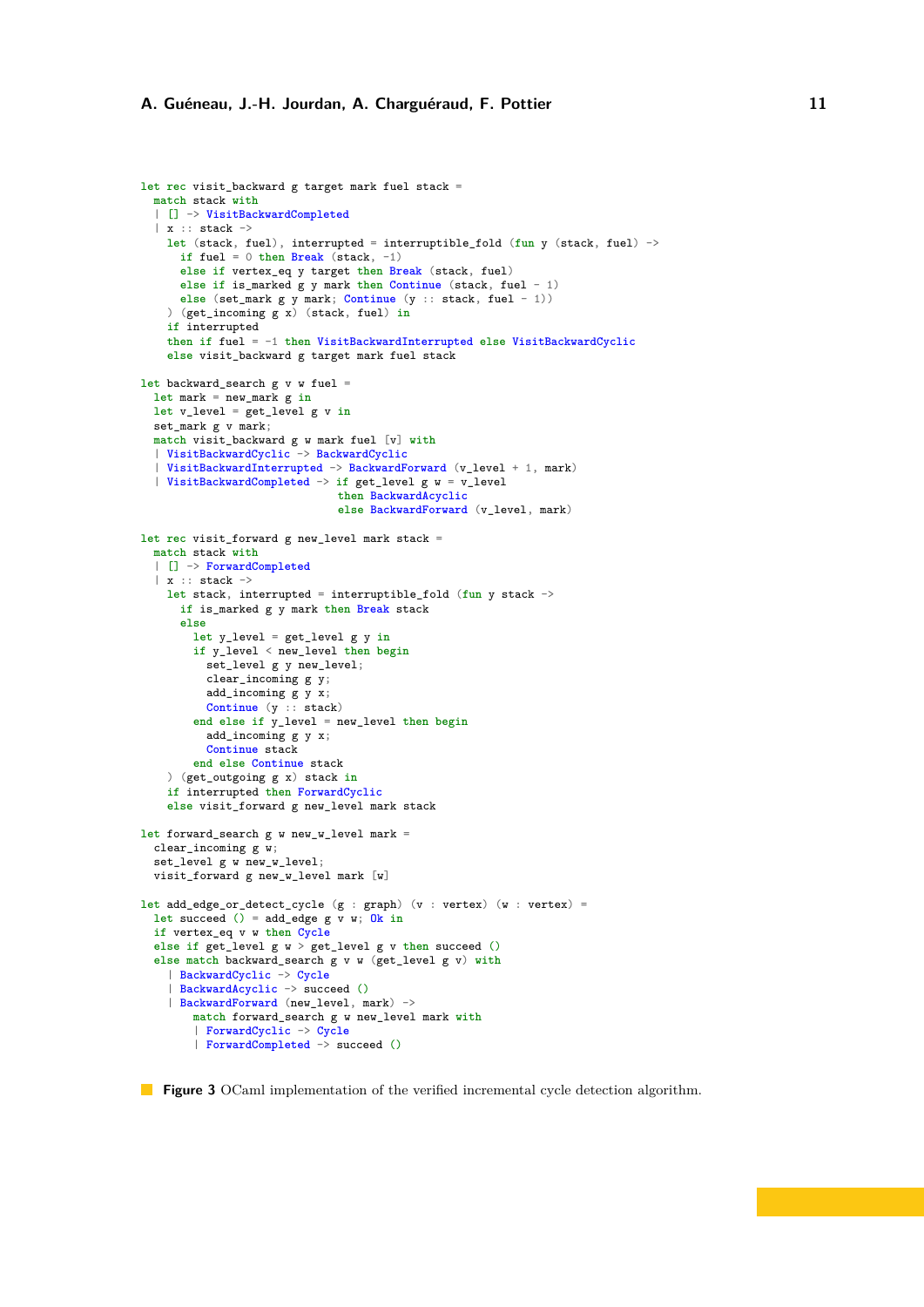```ocaml
let rec visit_backward g target mark fuel stack =
  match stack with
  | [] -> VisitBackwardCompleted
  | x :: stack ->
    let (stack, fuel), interrupted = interruptible_fold (fun y (stack, fuel) ->
      if fuel = 0 then Break (stack, -1)
      else if vertex_eq y target then Break (stack, fuel)
      else if is_marked g y mark then Continue (stack, fuel - 1)
      else (set_mark g y mark; Continue (y :: stack, fuel - 1))
    ) (get_incoming g x) (stack, fuel) in
    if interrupted
    then if fuel = -1 then VisitBackwardInterrupted else VisitBackwardCyclic
    else visit_backward g target mark fuel stack

let backward_search g v w fuel =
  let mark = new_mark g in
  let v_level = get_level g v in
  set_mark g v mark;
  match visit_backward g w mark fuel [v] with
  | VisitBackwardCyclic -> BackwardCyclic
  | VisitBackwardInterrupted -> BackwardForward (v_level + 1, mark)
  | VisitBackwardCompleted -> if get_level g w = v_level
                              then BackwardAcyclic
                              else BackwardForward (v_level, mark)

let rec visit_forward g new_level mark stack =
  match stack with
  | [] -> ForwardCompleted
  | x :: stack ->
    let stack, interrupted = interruptible_fold (fun y stack ->
      if is_marked g y mark then Break stack
      else
        let y_level = get_level g y in
        if y_level < new_level then begin
          set_level g y new_level;
          clear_incoming g y;
          add_incoming g y x;
          Continue (y :: stack)
        end else if y_level = new_level then begin
          add_incoming g y x;
          Continue stack
        end else Continue stack
    ) (get_outgoing g x) stack in
    if interrupted then ForwardCyclic
    else visit_forward g new_level mark stack

let forward_search g w new_w_level mark =
  clear_incoming g w;
  set_level g w new_w_level;
  visit_forward g new_w_level mark [w]

let add_edge_or_detect_cycle (g : graph) (v : vertex) (w : vertex) =
  let succeed () = add_edge g v w; Ok in
  if vertex_eq v w then Cycle
  else if get_level g w > get_level g v then succeed ()
  else match backward_search g v w (get_level g v) with
    | BackwardCyclic -> Cycle
    | BackwardAcyclic -> succeed ()
    | BackwardForward (new_level, mark) ->
        match forward_search g w new_level mark with
        | ForwardCyclic -> Cycle
        | ForwardCompleted -> succeed ()
```

**Figure 3** OCaml implementation of the verified incremental cycle detection algorithm.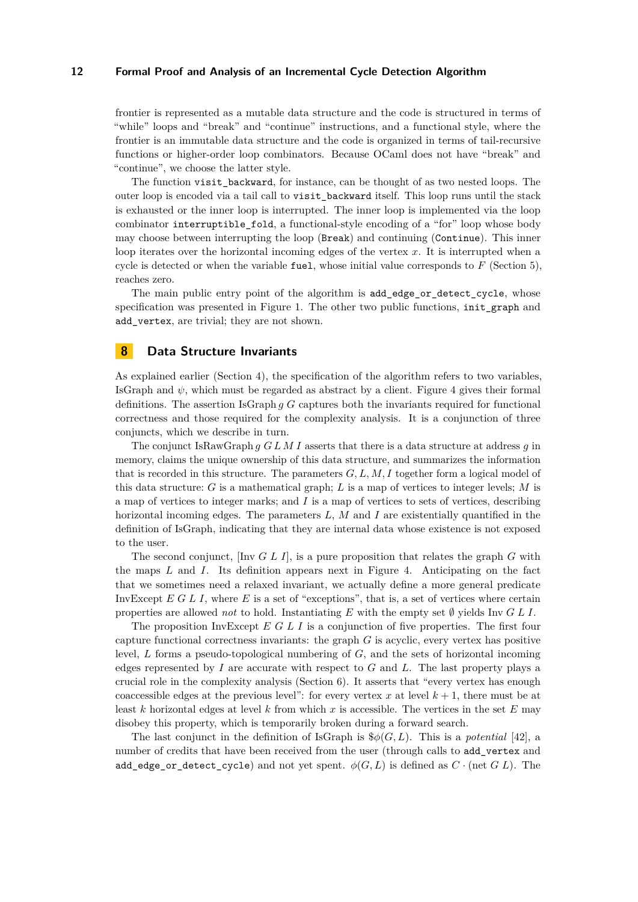frontier is represented as a mutable data structure and the code is structured in terms of "while" loops and "break" and "continue" instructions, and a functional style, where the frontier is an immutable data structure and the code is organized in terms of tail-recursive functions or higher-order loop combinators. Because OCaml does not have "break" and "continue", we choose the latter style.

The function `visit_backward`, for instance, can be thought of as two nested loops. The outer loop is encoded via a tail call to `visit_backward` itself. This loop runs until the stack is exhausted or the inner loop is interrupted. The inner loop is implemented via the loop combinator `interruptible_fold`, a functional-style encoding of a "for" loop whose body may choose between interrupting the loop (`Break`) and continuing (`Continue`). This inner loop iterates over the horizontal incoming edges of the vertex $x$. It is interrupted when a cycle is detected or when the variable `fuel`, whose initial value corresponds to $F$ (Section 5), reaches zero.

The main public entry point of the algorithm is `add_edge_or_detect_cycle`, whose specification was presented in Figure 1. The other two public functions, `init_graph` and `add_vertex`, are trivial; they are not shown.

## 8 Data Structure Invariants

As explained earlier (Section 4), the specification of the algorithm refers to two variables, IsGraph and $\psi$, which must be regarded as abstract by a client. Figure 4 gives their formal definitions. The assertion IsGraph $g$ $G$ captures both the invariants required for functional correctness and those required for the complexity analysis. It is a conjunction of three conjuncts, which we describe in turn.

The conjunct IsRawGraph $g$ $G$ $L$ $M$ $I$ asserts that there is a data structure at address $g$ in memory, claims the unique ownership of this data structure, and summarizes the information that is recorded in this structure. The parameters $G, L, M, I$ together form a logical model of this data structure: $G$ is a mathematical graph; $L$ is a map of vertices to integer levels; $M$ is a map of vertices to integer marks; and $I$ is a map of vertices to sets of vertices, describing horizontal incoming edges. The parameters $L$, $M$ and $I$ are existentially quantified in the definition of IsGraph, indicating that they are internal data whose existence is not exposed to the user.

The second conjunct, [Inv $G$ $L$ $I$], is a pure proposition that relates the graph $G$ with the maps $L$ and $I$. Its definition appears next in Figure 4. Anticipating on the fact that we sometimes need a relaxed invariant, we actually define a more general predicate InvExcept $E$ $G$ $L$ $I$, where $E$ is a set of "exceptions", that is, a set of vertices where certain properties are allowed *not* to hold. Instantiating $E$ with the empty set $\emptyset$ yields Inv $G$ $L$ $I$.

The proposition InvExcept $E$ $G$ $L$ $I$ is a conjunction of five properties. The first four capture functional correctness invariants: the graph $G$ is acyclic, every vertex has positive level, $L$ forms a pseudo-topological numbering of $G$, and the sets of horizontal incoming edges represented by $I$ are accurate with respect to $G$ and $L$. The last property plays a crucial role in the complexity analysis (Section 6). It asserts that "every vertex has enough coaccessible edges at the previous level": for every vertex $x$ at level $k + 1$, there must be at least $k$ horizontal edges at level $k$ from which $x$ is accessible. The vertices in the set $E$ may disobey this property, which is temporarily broken during a forward search.

The last conjunct in the definition of IsGraph is $\$\phi(G, L)$. This is a *potential* [42], a number of credits that have been received from the user (through calls to `add_vertex` and `add_edge_or_detect_cycle`) and not yet spent. $\phi(G, L)$ is defined as $C \cdot (\text{net } G\ L)$. The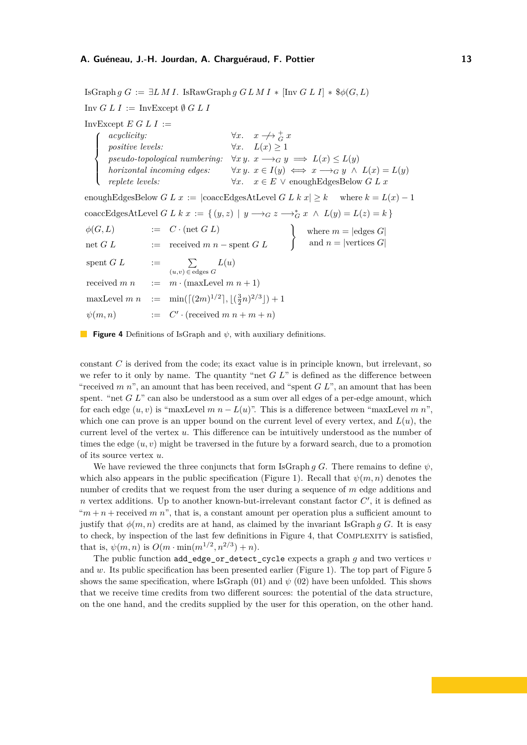$$\text{IsGraph}\, g\; G \;:=\; \exists L\, M\, I.\ \text{IsRawGraph}\, g\; G\, L\, M\, I \;*\; [\text{Inv}\; G\; L\; I] \;*\; \$\phi(G, L)$$

$$\text{Inv}\; G\; L\; I \;:=\; \text{InvExcept}\; \emptyset\; G\; L\; I$$

$$\text{InvExcept}\; E\; G\; L\; I \;:=$$

$$\left\{\begin{array}{lll} \textit{acyclicity:} & \forall x. & x \not\longrightarrow_G^+ x \\ \textit{positive levels:} & \forall x. & L(x) \geq 1 \\ \textit{pseudo-topological numbering:} & \forall x\, y. & x \longrightarrow_G y \implies L(x) \leq L(y) \\ \textit{horizontal incoming edges:} & \forall x\, y. & x \in I(y) \iff x \longrightarrow_G y \;\wedge\; L(x) = L(y) \\ \textit{replete levels:} & \forall x. & x \in E \;\vee\; \text{enoughEdgesBelow}\; G\; L\; x \end{array}\right.$$

$$\text{enoughEdgesBelow}\; G\; L\; x \;:=\; |\text{coaccEdgesAtLevel}\; G\; L\; k\; x| \geq k \qquad \text{where } k = L(x) - 1$$

$$\text{coaccEdgesAtLevel}\; G\; L\; k\; x \;:=\; \{\, (y, z) \mid y \longrightarrow_G z \longrightarrow_G^* x \;\wedge\; L(y) = L(z) = k \,\}$$

$$\left.\begin{array}{lll} \phi(G, L) & := & C \cdot (\text{net}\; G\; L) \\ \text{net}\; G\; L & := & \text{received}\; m\; n - \text{spent}\; G\; L \end{array}\right\} \quad \begin{array}{l} \text{where } m = |\text{edges}\; G| \\ \text{and } n = |\text{vertices}\; G| \end{array}$$

$$\begin{array}{lll} \text{spent}\; G\; L & := & \displaystyle\sum_{(u,v)\,\in\,\text{edges}\; G} L(u) \\ \text{received}\; m\; n & := & m \cdot (\text{maxLevel}\; m\; n + 1) \\ \text{maxLevel}\; m\; n & := & \min(\lceil (2m)^{1/2} \rceil, \lfloor (\frac{3}{2} n)^{2/3} \rfloor) + 1 \\ \psi(m, n) & := & C' \cdot (\text{received}\; m\; n + m + n) \end{array}$$

**Figure 4** Definitions of IsGraph and $\psi$, with auxiliary definitions.

constant $C$ is derived from the code; its exact value is in principle known, but irrelevant, so we refer to it only by name. The quantity "net $G$ $L$" is defined as the difference between "received $m$ $n$", an amount that has been received, and "spent $G$ $L$", an amount that has been spent. "net $G$ $L$" can also be understood as a sum over all edges of a per-edge amount, which for each edge $(u, v)$ is "maxLevel $m$ $n - L(u)$". This is a difference between "maxLevel $m$ $n$", which one can prove is an upper bound on the current level of every vertex, and $L(u)$, the current level of the vertex $u$. This difference can be intuitively understood as the number of times the edge $(u, v)$ might be traversed in the future by a forward search, due to a promotion of its source vertex $u$.

We have reviewed the three conjuncts that form IsGraph $g$ $G$. There remains to define $\psi$, which also appears in the public specification (Figure 1). Recall that $\psi(m, n)$ denotes the number of credits that we request from the user during a sequence of $m$ edge additions and $n$ vertex additions. Up to another known-but-irrelevant constant factor $C'$, it is defined as "$m + n +$ received $m$ $n$", that is, a constant amount per operation plus a sufficient amount to justify that $\phi(m, n)$ credits are at hand, as claimed by the invariant IsGraph $g$ $G$. It is easy to check, by inspection of the last few definitions in Figure 4, that Complexity is satisfied, that is, $\psi(m, n)$ is $O(m \cdot \min(m^{1/2}, n^{2/3}) + n)$.

The public function `add_edge_or_detect_cycle` expects a graph $g$ and two vertices $v$ and $w$. Its public specification has been presented earlier (Figure 1). The top part of Figure 5 shows the same specification, where IsGraph (01) and $\psi$ (02) have been unfolded. This shows that we receive time credits from two different sources: the potential of the data structure, on the one hand, and the credits supplied by the user for this operation, on the other hand.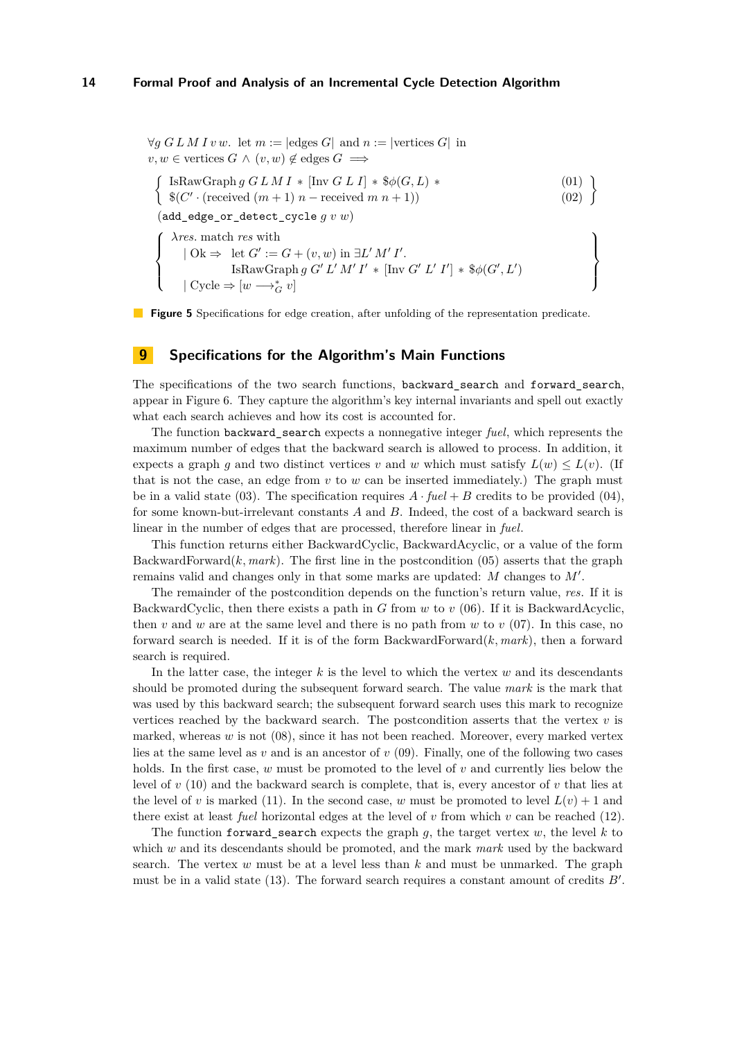$$\forall g\, G\, L\, M\, I\, v\, w.\ \text{let } m := |\text{edges } G| \text{ and } n := |\text{vertices } G| \text{ in}$$
$$v, w \in \text{vertices } G \wedge (v, w) \notin \text{edges } G \implies$$
$$\left\{ \begin{array}{ll} \text{IsRawGraph}\, g\, G\, L\, M\, I \,*\, [\text{Inv } G\ L\ I] \,*\, \$\phi(G, L) \,* & (01) \\ \$(C' \cdot (\text{received } (m+1)\ n - \text{received } m\ n+1)) & (02) \end{array} \right\}$$
$$(\texttt{add\_edge\_or\_detect\_cycle}\ g\ v\ w)$$
$$\left\{ \begin{array}{l} \lambda res.\ \text{match } res \text{ with} \\ \quad |\ \text{Ok} \Rightarrow\ \text{let } G' := G + (v, w) \text{ in } \exists L'\, M'\, I'. \\ \qquad\qquad \text{IsRawGraph}\, g\, G'\, L'\, M'\, I' \,*\, [\text{Inv } G'\ L'\ I'] \,*\, \$\phi(G', L') \\ \quad |\ \text{Cycle} \Rightarrow [w \longrightarrow_G^* v] \end{array} \right\}$$

**Figure 5** Specifications for edge creation, after unfolding of the representation predicate.

# 9 Specifications for the Algorithm's Main Functions

The specifications of the two search functions, `backward_search` and `forward_search`, appear in Figure 6. They capture the algorithm's key internal invariants and spell out exactly what each search achieves and how its cost is accounted for.

The function `backward_search` expects a nonnegative integer *fuel*, which represents the maximum number of edges that the backward search is allowed to process. In addition, it expects a graph $g$ and two distinct vertices $v$ and $w$ which must satisfy $L(w) \leq L(v)$. (If that is not the case, an edge from $v$ to $w$ can be inserted immediately.) The graph must be in a valid state (03). The specification requires $A \cdot \mathit{fuel} + B$ credits to be provided (04), for some known-but-irrelevant constants $A$ and $B$. Indeed, the cost of a backward search is linear in the number of edges that are processed, therefore linear in *fuel*.

This function returns either BackwardCyclic, BackwardAcyclic, or a value of the form BackwardForward$(k, \mathit{mark})$. The first line in the postcondition (05) asserts that the graph remains valid and changes only in that some marks are updated: $M$ changes to $M'$.

The remainder of the postcondition depends on the function's return value, *res*. If it is BackwardCyclic, then there exists a path in $G$ from $w$ to $v$ (06). If it is BackwardAcyclic, then $v$ and $w$ are at the same level and there is no path from $w$ to $v$ (07). In this case, no forward search is needed. If it is of the form BackwardForward$(k, \mathit{mark})$, then a forward search is required.

In the latter case, the integer $k$ is the level to which the vertex $w$ and its descendants should be promoted during the subsequent forward search. The value *mark* is the mark that was used by this backward search; the subsequent forward search uses this mark to recognize vertices reached by the backward search. The postcondition asserts that the vertex $v$ is marked, whereas $w$ is not (08), since it has not been reached. Moreover, every marked vertex lies at the same level as $v$ and is an ancestor of $v$ (09). Finally, one of the following two cases holds. In the first case, $w$ must be promoted to the level of $v$ and currently lies below the level of $v$ (10) and the backward search is complete, that is, every ancestor of $v$ that lies at the level of $v$ is marked (11). In the second case, $w$ must be promoted to level $L(v) + 1$ and there exist at least *fuel* horizontal edges at the level of $v$ from which $v$ can be reached (12).

The function `forward_search` expects the graph $g$, the target vertex $w$, the level $k$ to which $w$ and its descendants should be promoted, and the mark *mark* used by the backward search. The vertex $w$ must be at a level less than $k$ and must be unmarked. The graph must be in a valid state (13). The forward search requires a constant amount of credits $B'$.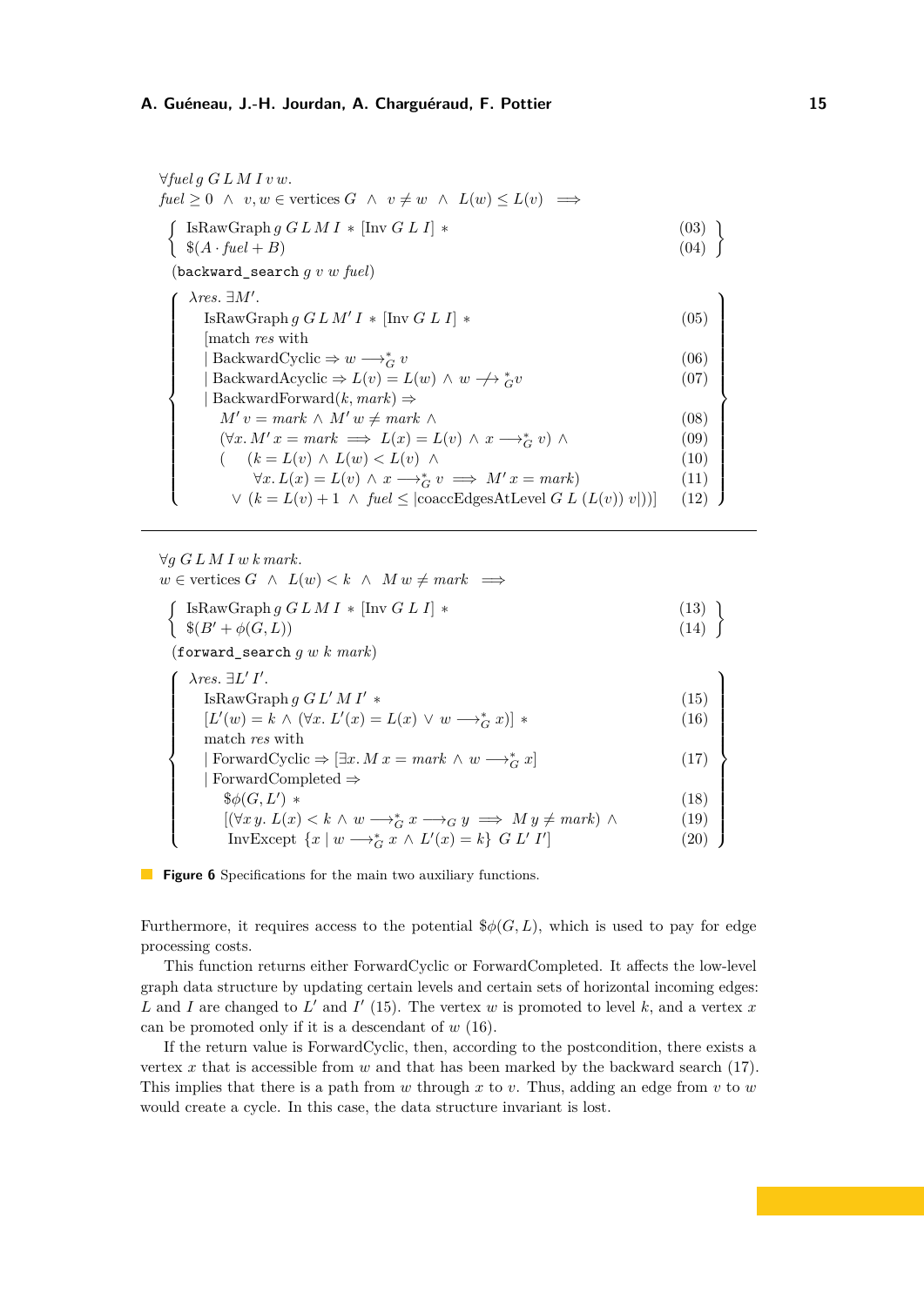$$
\begin{array}{l}
\forall \mathit{fuel}\; g\; G\; L\; M\; I\; v\; w. \\
\mathit{fuel} \geq 0 \;\wedge\; v, w \in \text{vertices } G \;\wedge\; v \neq w \;\wedge\; L(w) \leq L(v) \implies \\
\left\{ \begin{array}{ll}
\text{IsRawGraph}\; g\; G\; L\; M\; I \,*\, [\text{Inv } G\; L\; I] \,* & (03) \\
\$(A \cdot \mathit{fuel} + B) & (04)
\end{array} \right\} \\
(\texttt{backward\_search}\; g\; v\; w\; \mathit{fuel}) \\
\left\{ \begin{array}{ll}
\lambda \mathit{res}.\; \exists M'. & \\
\quad \text{IsRawGraph}\; g\; G\; L\; M'\; I \,*\, [\text{Inv } G\; L\; I] \,* & (05) \\
\quad [\text{match } \mathit{res} \text{ with} & \\
\quad \mid \text{BackwardCyclic} \Rightarrow w \longrightarrow_G^* v & (06) \\
\quad \mid \text{BackwardAcyclic} \Rightarrow L(v) = L(w) \wedge w \not\longrightarrow_G^* v & (07) \\
\quad \mid \text{BackwardForward}(k, \mathit{mark}) \Rightarrow & \\
\qquad M'\, v = \mathit{mark} \wedge M'\, w \neq \mathit{mark} \;\wedge & (08) \\
\qquad (\forall x.\; M'\, x = \mathit{mark} \implies L(x) = L(v) \wedge x \longrightarrow_G^* v) \;\wedge & (09) \\
\qquad (\quad (k = L(v) \wedge L(w) < L(v) \;\wedge & (10) \\
\qquad\qquad \forall x.\; L(x) = L(v) \wedge x \longrightarrow_G^* v \implies M'\, x = \mathit{mark}) & (11) \\
\qquad\quad \vee\; (k = L(v) + 1 \wedge \mathit{fuel} \leq |\text{coaccEdgesAtLevel } G\; L\; (L(v))\; v|))] & (12)
\end{array} \right\}
\end{array}
$$

---

$$
\begin{array}{l}
\forall g\; G\; L\; M\; I\; w\; k\; \mathit{mark}. \\
w \in \text{vertices } G \;\wedge\; L(w) < k \;\wedge\; M\, w \neq \mathit{mark} \implies \\
\left\{ \begin{array}{ll}
\text{IsRawGraph}\; g\; G\; L\; M\; I \,*\, [\text{Inv } G\; L\; I] \,* & (13) \\
\$(B' + \phi(G, L)) & (14)
\end{array} \right\} \\
(\texttt{forward\_search}\; g\; w\; k\; \mathit{mark}) \\
\left\{ \begin{array}{ll}
\lambda \mathit{res}.\; \exists L'\, I'. & \\
\quad \text{IsRawGraph}\; g\; G\; L'\; M\; I' \,* & (15) \\
\quad [L'(w) = k \wedge (\forall x.\; L'(x) = L(x) \vee w \longrightarrow_G^* x)] \,* & (16) \\
\quad \text{match } \mathit{res} \text{ with} & \\
\quad \mid \text{ForwardCyclic} \Rightarrow [\exists x.\; M\, x = \mathit{mark} \wedge w \longrightarrow_G^* x] & (17) \\
\quad \mid \text{ForwardCompleted} \Rightarrow & \\
\qquad \$\phi(G, L') \,* & (18) \\
\qquad [(\forall x\, y.\; L(x) < k \wedge w \longrightarrow_G^* x \longrightarrow_G y \implies M\, y \neq \mathit{mark}) \;\wedge & (19) \\
\qquad\; \text{InvExcept } \{x \mid w \longrightarrow_G^* x \wedge L'(x) = k\}\; G\; L'\; I'] & (20)
\end{array} \right\}
\end{array}
$$

**Figure 6** Specifications for the main two auxiliary functions.

Furthermore, it requires access to the potential $\$\phi(G, L)$, which is used to pay for edge processing costs.

This function returns either ForwardCyclic or ForwardCompleted. It affects the low-level graph data structure by updating certain levels and certain sets of horizontal incoming edges: $L$ and $I$ are changed to $L'$ and $I'$ (15). The vertex $w$ is promoted to level $k$, and a vertex $x$ can be promoted only if it is a descendant of $w$ (16).

If the return value is ForwardCyclic, then, according to the postcondition, there exists a vertex $x$ that is accessible from $w$ and that has been marked by the backward search (17). This implies that there is a path from $w$ through $x$ to $v$. Thus, adding an edge from $v$ to $w$ would create a cycle. In this case, the data structure invariant is lost.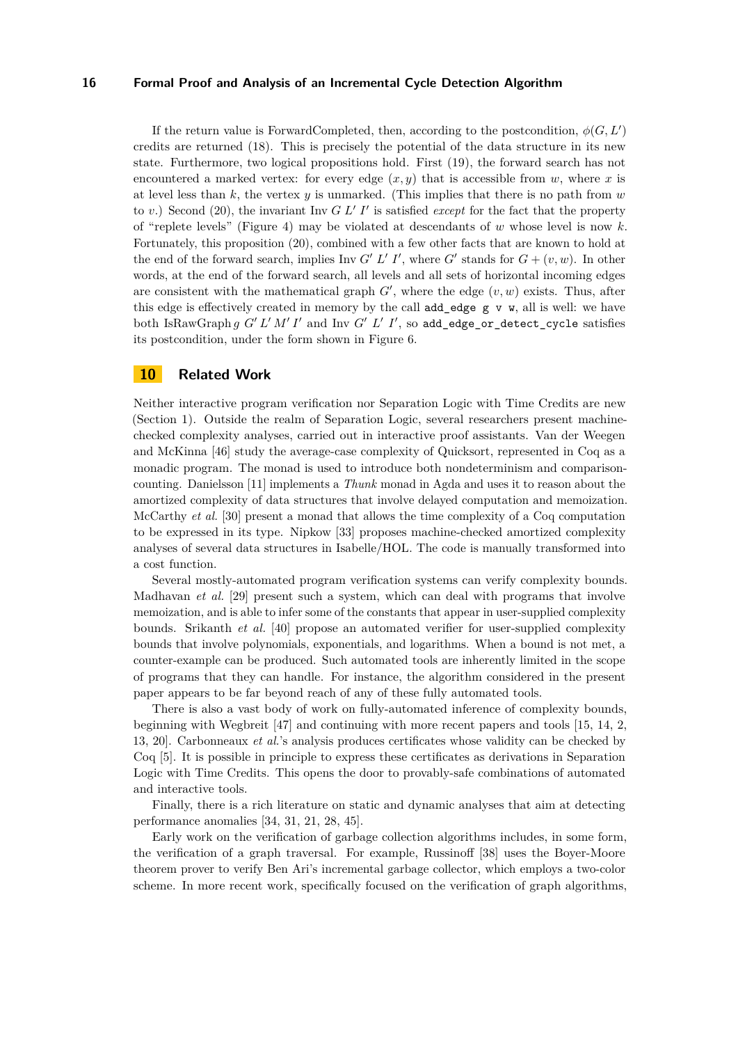If the return value is ForwardCompleted, then, according to the postcondition, $\phi(G, L')$ credits are returned (18). This is precisely the potential of the data structure in its new state. Furthermore, two logical propositions hold. First (19), the forward search has not encountered a marked vertex: for every edge $(x, y)$ that is accessible from $w$, where $x$ is at level less than $k$, the vertex $y$ is unmarked. (This implies that there is no path from $w$ to $v$.) Second (20), the invariant Inv $G\ L'\ I'$ is satisfied *except* for the fact that the property of "replete levels" (Figure 4) may be violated at descendants of $w$ whose level is now $k$. Fortunately, this proposition (20), combined with a few other facts that are known to hold at the end of the forward search, implies Inv $G'\ L'\ I'$, where $G'$ stands for $G + (v, w)$. In other words, at the end of the forward search, all levels and all sets of horizontal incoming edges are consistent with the mathematical graph $G'$, where the edge $(v, w)$ exists. Thus, after this edge is effectively created in memory by the call `add_edge g v w`, all is well: we have both IsRawGraph $g\ G'\ L'\ M'\ I'$ and Inv $G'\ L'\ I'$, so `add_edge_or_detect_cycle` satisfies its postcondition, under the form shown in Figure 6.

## 10 Related Work

Neither interactive program verification nor Separation Logic with Time Credits are new (Section 1). Outside the realm of Separation Logic, several researchers present machine-checked complexity analyses, carried out in interactive proof assistants. Van der Weegen and McKinna [46] study the average-case complexity of Quicksort, represented in Coq as a monadic program. The monad is used to introduce both nondeterminism and comparison-counting. Danielsson [11] implements a *Thunk* monad in Agda and uses it to reason about the amortized complexity of data structures that involve delayed computation and memoization. McCarthy *et al.* [30] present a monad that allows the time complexity of a Coq computation to be expressed in its type. Nipkow [33] proposes machine-checked amortized complexity analyses of several data structures in Isabelle/HOL. The code is manually transformed into a cost function.

Several mostly-automated program verification systems can verify complexity bounds. Madhavan *et al.* [29] present such a system, which can deal with programs that involve memoization, and is able to infer some of the constants that appear in user-supplied complexity bounds. Srikanth *et al.* [40] propose an automated verifier for user-supplied complexity bounds that involve polynomials, exponentials, and logarithms. When a bound is not met, a counter-example can be produced. Such automated tools are inherently limited in the scope of programs that they can handle. For instance, the algorithm considered in the present paper appears to be far beyond reach of any of these fully automated tools.

There is also a vast body of work on fully-automated inference of complexity bounds, beginning with Wegbreit [47] and continuing with more recent papers and tools [15, 14, 2, 13, 20]. Carbonneaux *et al.*'s analysis produces certificates whose validity can be checked by Coq [5]. It is possible in principle to express these certificates as derivations in Separation Logic with Time Credits. This opens the door to provably-safe combinations of automated and interactive tools.

Finally, there is a rich literature on static and dynamic analyses that aim at detecting performance anomalies [34, 31, 21, 28, 45].

Early work on the verification of garbage collection algorithms includes, in some form, the verification of a graph traversal. For example, Russinoff [38] uses the Boyer-Moore theorem prover to verify Ben Ari's incremental garbage collector, which employs a two-color scheme. In more recent work, specifically focused on the verification of graph algorithms,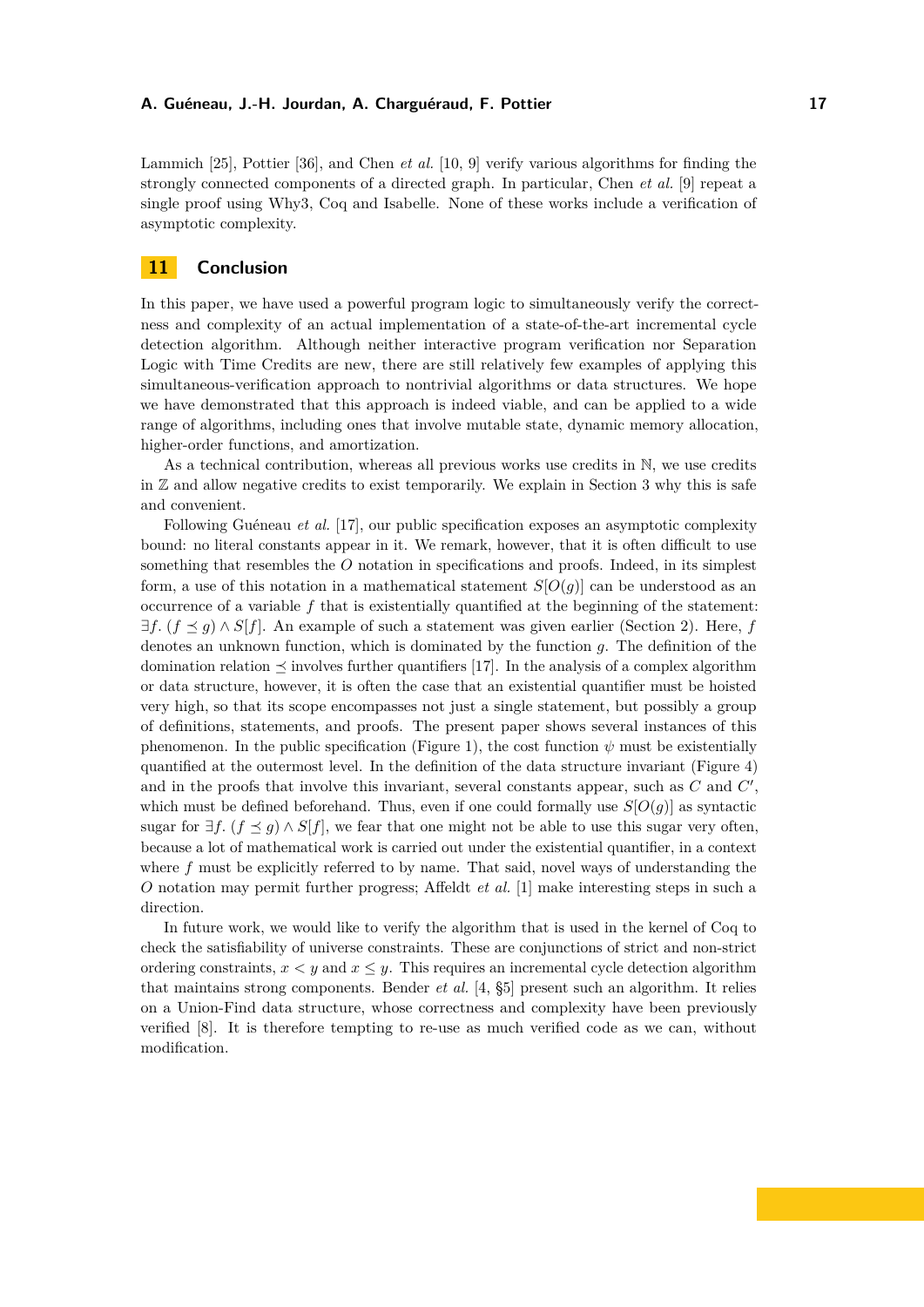Lammich [25], Pottier [36], and Chen *et al.* [10, 9] verify various algorithms for finding the strongly connected components of a directed graph. In particular, Chen *et al.* [9] repeat a single proof using Why3, Coq and Isabelle. None of these works include a verification of asymptotic complexity.

## 11 Conclusion

In this paper, we have used a powerful program logic to simultaneously verify the correctness and complexity of an actual implementation of a state-of-the-art incremental cycle detection algorithm. Although neither interactive program verification nor Separation Logic with Time Credits are new, there are still relatively few examples of applying this simultaneous-verification approach to nontrivial algorithms or data structures. We hope we have demonstrated that this approach is indeed viable, and can be applied to a wide range of algorithms, including ones that involve mutable state, dynamic memory allocation, higher-order functions, and amortization.

As a technical contribution, whereas all previous works use credits in $\mathbb{N}$, we use credits in $\mathbb{Z}$ and allow negative credits to exist temporarily. We explain in Section 3 why this is safe and convenient.

Following Guéneau *et al.* [17], our public specification exposes an asymptotic complexity bound: no literal constants appear in it. We remark, however, that it is often difficult to use something that resembles the $O$ notation in specifications and proofs. Indeed, in its simplest form, a use of this notation in a mathematical statement $S[O(g)]$ can be understood as an occurrence of a variable $f$ that is existentially quantified at the beginning of the statement: $\exists f.\ (f \preceq g) \wedge S[f]$. An example of such a statement was given earlier (Section 2). Here, $f$ denotes an unknown function, which is dominated by the function $g$. The definition of the domination relation $\preceq$ involves further quantifiers [17]. In the analysis of a complex algorithm or data structure, however, it is often the case that an existential quantifier must be hoisted very high, so that its scope encompasses not just a single statement, but possibly a group of definitions, statements, and proofs. The present paper shows several instances of this phenomenon. In the public specification (Figure 1), the cost function $\psi$ must be existentially quantified at the outermost level. In the definition of the data structure invariant (Figure 4) and in the proofs that involve this invariant, several constants appear, such as $C$ and $C'$, which must be defined beforehand. Thus, even if one could formally use $S[O(g)]$ as syntactic sugar for $\exists f.\ (f \preceq g) \wedge S[f]$, we fear that one might not be able to use this sugar very often, because a lot of mathematical work is carried out under the existential quantifier, in a context where $f$ must be explicitly referred to by name. That said, novel ways of understanding the $O$ notation may permit further progress; Affeldt *et al.* [1] make interesting steps in such a direction.

In future work, we would like to verify the algorithm that is used in the kernel of Coq to check the satisfiability of universe constraints. These are conjunctions of strict and non-strict ordering constraints, $x < y$ and $x \leq y$. This requires an incremental cycle detection algorithm that maintains strong components. Bender *et al.* [4, §5] present such an algorithm. It relies on a Union-Find data structure, whose correctness and complexity have been previously verified [8]. It is therefore tempting to re-use as much verified code as we can, without modification.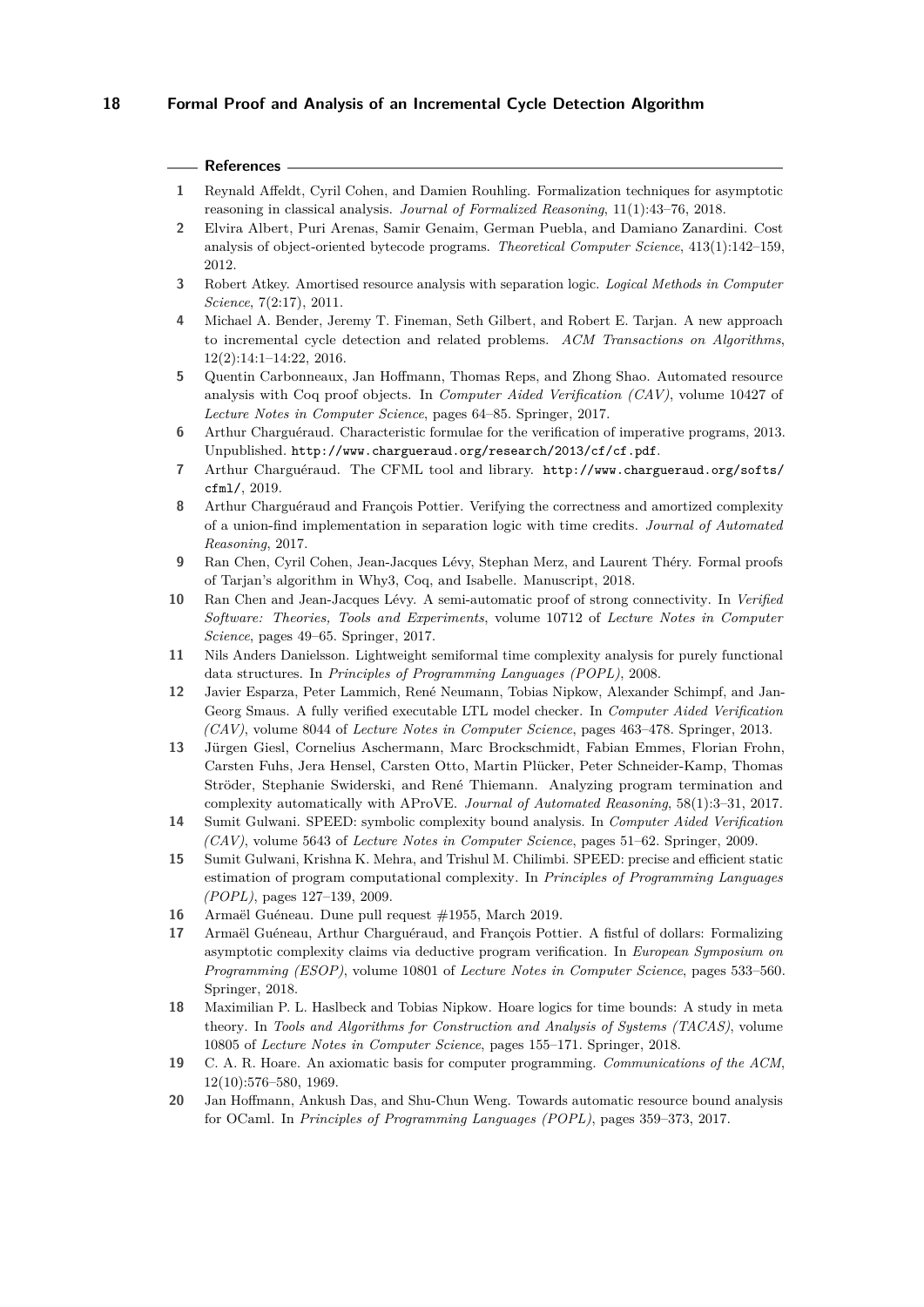## References

1. Reynald Affeldt, Cyril Cohen, and Damien Rouhling. Formalization techniques for asymptotic reasoning in classical analysis. *Journal of Formalized Reasoning*, 11(1):43–76, 2018.
2. Elvira Albert, Puri Arenas, Samir Genaim, German Puebla, and Damiano Zanardini. Cost analysis of object-oriented bytecode programs. *Theoretical Computer Science*, 413(1):142–159, 2012.
3. Robert Atkey. Amortised resource analysis with separation logic. *Logical Methods in Computer Science*, 7(2:17), 2011.
4. Michael A. Bender, Jeremy T. Fineman, Seth Gilbert, and Robert E. Tarjan. A new approach to incremental cycle detection and related problems. *ACM Transactions on Algorithms*, 12(2):14:1–14:22, 2016.
5. Quentin Carbonneaux, Jan Hoffmann, Thomas Reps, and Zhong Shao. Automated resource analysis with Coq proof objects. In *Computer Aided Verification (CAV)*, volume 10427 of *Lecture Notes in Computer Science*, pages 64–85. Springer, 2017.
6. Arthur Charguéraud. Characteristic formulae for the verification of imperative programs, 2013. Unpublished. `http://www.chargueraud.org/research/2013/cf/cf.pdf`.
7. Arthur Charguéraud. The CFML tool and library. `http://www.chargueraud.org/softs/cfml/`, 2019.
8. Arthur Charguéraud and François Pottier. Verifying the correctness and amortized complexity of a union-find implementation in separation logic with time credits. *Journal of Automated Reasoning*, 2017.
9. Ran Chen, Cyril Cohen, Jean-Jacques Lévy, Stephan Merz, and Laurent Théry. Formal proofs of Tarjan's algorithm in Why3, Coq, and Isabelle. Manuscript, 2018.
10. Ran Chen and Jean-Jacques Lévy. A semi-automatic proof of strong connectivity. In *Verified Software: Theories, Tools and Experiments*, volume 10712 of *Lecture Notes in Computer Science*, pages 49–65. Springer, 2017.
11. Nils Anders Danielsson. Lightweight semiformal time complexity analysis for purely functional data structures. In *Principles of Programming Languages (POPL)*, 2008.
12. Javier Esparza, Peter Lammich, René Neumann, Tobias Nipkow, Alexander Schimpf, and Jan-Georg Smaus. A fully verified executable LTL model checker. In *Computer Aided Verification (CAV)*, volume 8044 of *Lecture Notes in Computer Science*, pages 463–478. Springer, 2013.
13. Jürgen Giesl, Cornelius Aschermann, Marc Brockschmidt, Fabian Emmes, Florian Frohn, Carsten Fuhs, Jera Hensel, Carsten Otto, Martin Plücker, Peter Schneider-Kamp, Thomas Ströder, Stephanie Swiderski, and René Thiemann. Analyzing program termination and complexity automatically with AProVE. *Journal of Automated Reasoning*, 58(1):3–31, 2017.
14. Sumit Gulwani. SPEED: symbolic complexity bound analysis. In *Computer Aided Verification (CAV)*, volume 5643 of *Lecture Notes in Computer Science*, pages 51–62. Springer, 2009.
15. Sumit Gulwani, Krishna K. Mehra, and Trishul M. Chilimbi. SPEED: precise and efficient static estimation of program computational complexity. In *Principles of Programming Languages (POPL)*, pages 127–139, 2009.
16. Armaël Guéneau. Dune pull request #1955, March 2019.
17. Armaël Guéneau, Arthur Charguéraud, and François Pottier. A fistful of dollars: Formalizing asymptotic complexity claims via deductive program verification. In *European Symposium on Programming (ESOP)*, volume 10801 of *Lecture Notes in Computer Science*, pages 533–560. Springer, 2018.
18. Maximilian P. L. Haslbeck and Tobias Nipkow. Hoare logics for time bounds: A study in meta theory. In *Tools and Algorithms for Construction and Analysis of Systems (TACAS)*, volume 10805 of *Lecture Notes in Computer Science*, pages 155–171. Springer, 2018.
19. C. A. R. Hoare. An axiomatic basis for computer programming. *Communications of the ACM*, 12(10):576–580, 1969.
20. Jan Hoffmann, Ankush Das, and Shu-Chun Weng. Towards automatic resource bound analysis for OCaml. In *Principles of Programming Languages (POPL)*, pages 359–373, 2017.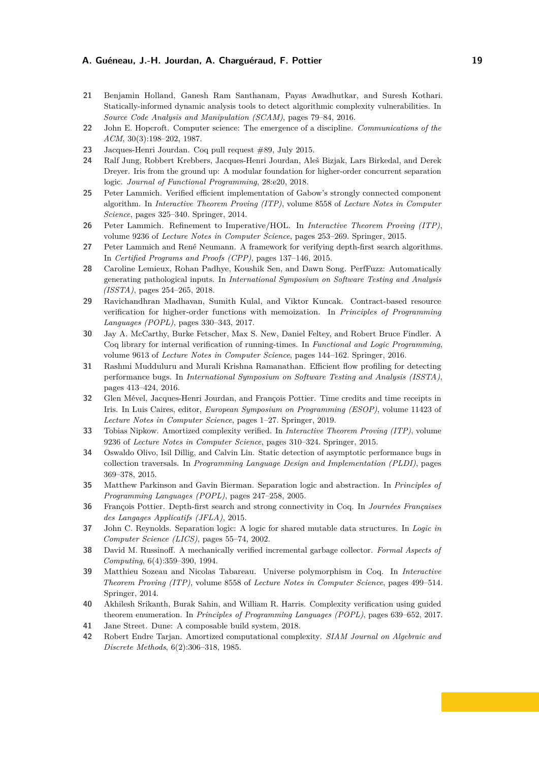21 Benjamin Holland, Ganesh Ram Santhanam, Payas Awadhutkar, and Suresh Kothari. Statically-informed dynamic analysis tools to detect algorithmic complexity vulnerabilities. In *Source Code Analysis and Manipulation (SCAM)*, pages 79–84, 2016.

22 John E. Hopcroft. Computer science: The emergence of a discipline. *Communications of the ACM*, 30(3):198–202, 1987.

23 Jacques-Henri Jourdan. Coq pull request #89, July 2015.

24 Ralf Jung, Robbert Krebbers, Jacques-Henri Jourdan, Aleš Bizjak, Lars Birkedal, and Derek Dreyer. Iris from the ground up: A modular foundation for higher-order concurrent separation logic. *Journal of Functional Programming*, 28:e20, 2018.

25 Peter Lammich. Verified efficient implementation of Gabow's strongly connected component algorithm. In *Interactive Theorem Proving (ITP)*, volume 8558 of *Lecture Notes in Computer Science*, pages 325–340. Springer, 2014.

26 Peter Lammich. Refinement to Imperative/HOL. In *Interactive Theorem Proving (ITP)*, volume 9236 of *Lecture Notes in Computer Science*, pages 253–269. Springer, 2015.

27 Peter Lammich and René Neumann. A framework for verifying depth-first search algorithms. In *Certified Programs and Proofs (CPP)*, pages 137–146, 2015.

28 Caroline Lemieux, Rohan Padhye, Koushik Sen, and Dawn Song. PerfFuzz: Automatically generating pathological inputs. In *International Symposium on Software Testing and Analysis (ISSTA)*, pages 254–265, 2018.

29 Ravichandhran Madhavan, Sumith Kulal, and Viktor Kuncak. Contract-based resource verification for higher-order functions with memoization. In *Principles of Programming Languages (POPL)*, pages 330–343, 2017.

30 Jay A. McCarthy, Burke Fetscher, Max S. New, Daniel Feltey, and Robert Bruce Findler. A Coq library for internal verification of running-times. In *Functional and Logic Programming*, volume 9613 of *Lecture Notes in Computer Science*, pages 144–162. Springer, 2016.

31 Rashmi Mudduluru and Murali Krishna Ramanathan. Efficient flow profiling for detecting performance bugs. In *International Symposium on Software Testing and Analysis (ISSTA)*, pages 413–424, 2016.

32 Glen Mével, Jacques-Henri Jourdan, and François Pottier. Time credits and time receipts in Iris. In Luis Caires, editor, *European Symposium on Programming (ESOP)*, volume 11423 of *Lecture Notes in Computer Science*, pages 1–27. Springer, 2019.

33 Tobias Nipkow. Amortized complexity verified. In *Interactive Theorem Proving (ITP)*, volume 9236 of *Lecture Notes in Computer Science*, pages 310–324. Springer, 2015.

34 Oswaldo Olivo, Isil Dillig, and Calvin Lin. Static detection of asymptotic performance bugs in collection traversals. In *Programming Language Design and Implementation (PLDI)*, pages 369–378, 2015.

35 Matthew Parkinson and Gavin Bierman. Separation logic and abstraction. In *Principles of Programming Languages (POPL)*, pages 247–258, 2005.

36 François Pottier. Depth-first search and strong connectivity in Coq. In *Journées Françaises des Langages Applicatifs (JFLA)*, 2015.

37 John C. Reynolds. Separation logic: A logic for shared mutable data structures. In *Logic in Computer Science (LICS)*, pages 55–74, 2002.

38 David M. Russinoff. A mechanically verified incremental garbage collector. *Formal Aspects of Computing*, 6(4):359–390, 1994.

39 Matthieu Sozeau and Nicolas Tabareau. Universe polymorphism in Coq. In *Interactive Theorem Proving (ITP)*, volume 8558 of *Lecture Notes in Computer Science*, pages 499–514. Springer, 2014.

40 Akhilesh Srikanth, Burak Sahin, and William R. Harris. Complexity verification using guided theorem enumeration. In *Principles of Programming Languages (POPL)*, pages 639–652, 2017.

41 Jane Street. Dune: A composable build system, 2018.

42 Robert Endre Tarjan. Amortized computational complexity. *SIAM Journal on Algebraic and Discrete Methods*, 6(2):306–318, 1985.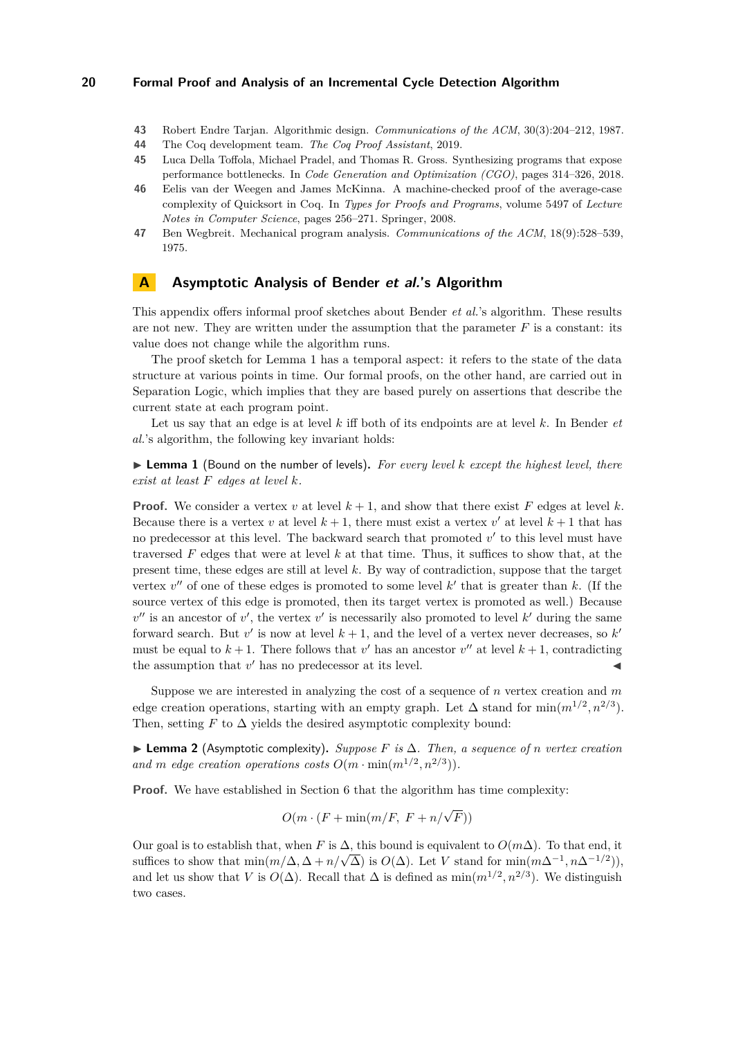43 Robert Endre Tarjan. Algorithmic design. *Communications of the ACM*, 30(3):204–212, 1987.

44 The Coq development team. *The Coq Proof Assistant*, 2019.

45 Luca Della Toffola, Michael Pradel, and Thomas R. Gross. Synthesizing programs that expose performance bottlenecks. In *Code Generation and Optimization (CGO)*, pages 314–326, 2018.

46 Eelis van der Weegen and James McKinna. A machine-checked proof of the average-case complexity of Quicksort in Coq. In *Types for Proofs and Programs*, volume 5497 of *Lecture Notes in Computer Science*, pages 256–271. Springer, 2008.

47 Ben Wegbreit. Mechanical program analysis. *Communications of the ACM*, 18(9):528–539, 1975.

## A Asymptotic Analysis of Bender *et al.*'s Algorithm

This appendix offers informal proof sketches about Bender *et al.*'s algorithm. These results are not new. They are written under the assumption that the parameter $F$ is a constant: its value does not change while the algorithm runs.

The proof sketch for Lemma 1 has a temporal aspect: it refers to the state of the data structure at various points in time. Our formal proofs, on the other hand, are carried out in Separation Logic, which implies that they are based purely on assertions that describe the current state at each program point.

Let us say that an edge is at level $k$ iff both of its endpoints are at level $k$. In Bender *et al.*'s algorithm, the following key invariant holds:

▶ **Lemma 1** (Bound on the number of levels). *For every level $k$ except the highest level, there exist at least $F$ edges at level $k$.*

**Proof.** We consider a vertex $v$ at level $k+1$, and show that there exist $F$ edges at level $k$. Because there is a vertex $v$ at level $k+1$, there must exist a vertex $v'$ at level $k+1$ that has no predecessor at this level. The backward search that promoted $v'$ to this level must have traversed $F$ edges that were at level $k$ at that time. Thus, it suffices to show that, at the present time, these edges are still at level $k$. By way of contradiction, suppose that the target vertex $v''$ of one of these edges is promoted to some level $k'$ that is greater than $k$. (If the source vertex of this edge is promoted, then its target vertex is promoted as well.) Because $v''$ is an ancestor of $v'$, the vertex $v'$ is necessarily also promoted to level $k'$ during the same forward search. But $v'$ is now at level $k+1$, and the level of a vertex never decreases, so $k'$ must be equal to $k+1$. There follows that $v'$ has an ancestor $v''$ at level $k+1$, contradicting the assumption that $v'$ has no predecessor at its level. ◀

Suppose we are interested in analyzing the cost of a sequence of $n$ vertex creation and $m$ edge creation operations, starting with an empty graph. Let $\Delta$ stand for $\min(m^{1/2}, n^{2/3})$. Then, setting $F$ to $\Delta$ yields the desired asymptotic complexity bound:

▶ **Lemma 2** (Asymptotic complexity). *Suppose $F$ is $\Delta$. Then, a sequence of $n$ vertex creation and $m$ edge creation operations costs $O(m \cdot \min(m^{1/2}, n^{2/3}))$.*

**Proof.** We have established in Section 6 that the algorithm has time complexity:

$$O(m \cdot (F + \min(m/F,\ F + n/\sqrt{F}))$$

Our goal is to establish that, when $F$ is $\Delta$, this bound is equivalent to $O(m\Delta)$. To that end, it suffices to show that $\min(m/\Delta, \Delta + n/\sqrt{\Delta})$ is $O(\Delta)$. Let $V$ stand for $\min(m\Delta^{-1}, n\Delta^{-1/2}))$, and let us show that $V$ is $O(\Delta)$. Recall that $\Delta$ is defined as $\min(m^{1/2}, n^{2/3})$. We distinguish two cases.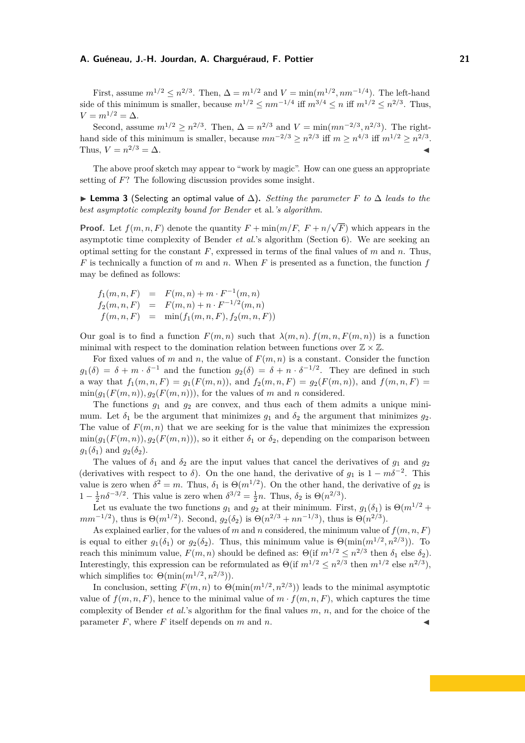First, assume $m^{1/2} \leq n^{2/3}$. Then, $\Delta = m^{1/2}$ and $V = \min(m^{1/2}, nm^{-1/4})$. The left-hand side of this minimum is smaller, because $m^{1/2} \leq nm^{-1/4}$ iff $m^{3/4} \leq n$ iff $m^{1/2} \leq n^{2/3}$. Thus, $V = m^{1/2} = \Delta$.

Second, assume $m^{1/2} \geq n^{2/3}$. Then, $\Delta = n^{2/3}$ and $V = \min(mn^{-2/3}, n^{2/3})$. The right-hand side of this minimum is smaller, because $mn^{-2/3} \geq n^{2/3}$ iff $m \geq n^{4/3}$ iff $m^{1/2} \geq n^{2/3}$. Thus, $V = n^{2/3} = \Delta$. ◂

The above proof sketch may appear to "work by magic". How can one guess an appropriate setting of $F$? The following discussion provides some insight.

▶ **Lemma 3** (Selecting an optimal value of $\Delta$). *Setting the parameter $F$ to $\Delta$ leads to the best asymptotic complexity bound for Bender* et al.*'s algorithm.*

**Proof.** Let $f(m, n, F)$ denote the quantity $F + \min(m/F,\ F + n/\sqrt{F})$ which appears in the asymptotic time complexity of Bender *et al.*'s algorithm (Section 6). We are seeking an optimal setting for the constant $F$, expressed in terms of the final values of $m$ and $n$. Thus, $F$ is technically a function of $m$ and $n$. When $F$ is presented as a function, the function $f$ may be defined as follows:

$$
\begin{aligned}
f_1(m, n, F) &= F(m, n) + m \cdot F^{-1}(m, n) \\
f_2(m, n, F) &= F(m, n) + n \cdot F^{-1/2}(m, n) \\
f(m, n, F) &= \min(f_1(m, n, F), f_2(m, n, F))
\end{aligned}
$$

Our goal is to find a function $F(m, n)$ such that $\lambda(m, n).\, f(m, n, F(m, n))$ is a function minimal with respect to the domination relation between functions over $\mathbb{Z} \times \mathbb{Z}$.

For fixed values of $m$ and $n$, the value of $F(m, n)$ is a constant. Consider the function $g_1(\delta) = \delta + m \cdot \delta^{-1}$ and the function $g_2(\delta) = \delta + n \cdot \delta^{-1/2}$. They are defined in such a way that $f_1(m, n, F) = g_1(F(m, n))$, and $f_2(m, n, F) = g_2(F(m, n))$, and $f(m, n, F) = \min(g_1(F(m, n)), g_2(F(m, n)))$, for the values of $m$ and $n$ considered.

The functions $g_1$ and $g_2$ are convex, and thus each of them admits a unique minimum. Let $\delta_1$ be the argument that minimizes $g_1$ and $\delta_2$ the argument that minimizes $g_2$. The value of $F(m, n)$ that we are seeking for is the value that minimizes the expression $\min(g_1(F(m, n)), g_2(F(m, n)))$, so it either $\delta_1$ or $\delta_2$, depending on the comparison between $g_1(\delta_1)$ and $g_2(\delta_2)$.

The values of $\delta_1$ and $\delta_2$ are the input values that cancel the derivatives of $g_1$ and $g_2$ (derivatives with respect to $\delta$). On the one hand, the derivative of $g_1$ is $1 - m\delta^{-2}$. This value is zero when $\delta^2 = m$. Thus, $\delta_1$ is $\Theta(m^{1/2})$. On the other hand, the derivative of $g_2$ is $1 - \frac{1}{2}n\delta^{-3/2}$. This value is zero when $\delta^{3/2} = \frac{1}{2}n$. Thus, $\delta_2$ is $\Theta(n^{2/3})$.

Let us evaluate the two functions $g_1$ and $g_2$ at their minimum. First, $g_1(\delta_1)$ is $\Theta(m^{1/2} + mm^{-1/2})$, thus is $\Theta(m^{1/2})$. Second, $g_2(\delta_2)$ is $\Theta(n^{2/3} + nn^{-1/3})$, thus is $\Theta(n^{2/3})$.

As explained earlier, for the values of $m$ and $n$ considered, the minimum value of $f(m, n, F)$ is equal to either $g_1(\delta_1)$ or $g_2(\delta_2)$. Thus, this minimum value is $\Theta(\min(m^{1/2}, n^{2/3}))$. To reach this minimum value, $F(m, n)$ should be defined as: $\Theta(\text{if } m^{1/2} \leq n^{2/3} \text{ then } \delta_1 \text{ else } \delta_2)$. Interestingly, this expression can be reformulated as $\Theta(\text{if } m^{1/2} \leq n^{2/3} \text{ then } m^{1/2} \text{ else } n^{2/3})$, which simplifies to: $\Theta(\min(m^{1/2}, n^{2/3}))$.

In conclusion, setting $F(m, n)$ to $\Theta(\min(m^{1/2}, n^{2/3}))$ leads to the minimal asymptotic value of $f(m, n, F)$, hence to the minimal value of $m \cdot f(m, n, F)$, which captures the time complexity of Bender *et al.*'s algorithm for the final values $m$, $n$, and for the choice of the parameter $F$, where $F$ itself depends on $m$ and $n$. ◂